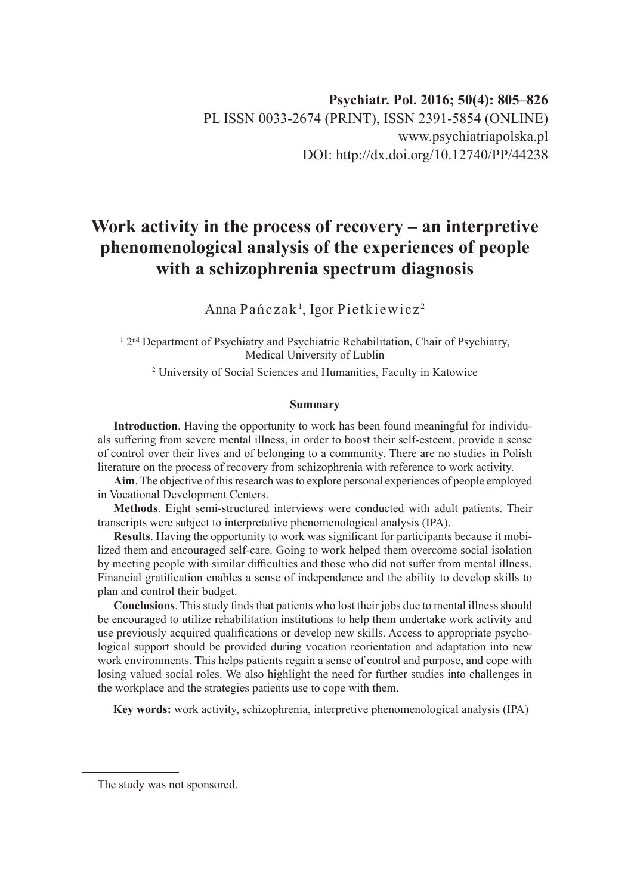Psychiatr. Pol. 2016; 50(4): 805–826
PL ISSN 0033-2674 (PRINT), ISSN 2391-5854 (ONLINE)
www.psychiatriapolska.pl
DOI: http://dx.doi.org/10.12740/PP/44238

# Work activity in the process of recovery – an interpretive phenomenological analysis of the experiences of people with a schizophrenia spectrum diagnosis

Anna Pańczak[1], Igor Pietkiewicz[2]

[1] 2nd Department of Psychiatry and Psychiatric Rehabilitation, Chair of Psychiatry, Medical University of Lublin

[2] University of Social Sciences and Humanities, Faculty in Katowice

### Summary

**Introduction**. Having the opportunity to work has been found meaningful for individuals suffering from severe mental illness, in order to boost their self-esteem, provide a sense of control over their lives and of belonging to a community. There are no studies in Polish literature on the process of recovery from schizophrenia with reference to work activity.

**Aim**. The objective of this research was to explore personal experiences of people employed in Vocational Development Centers.

**Methods**. Eight semi-structured interviews were conducted with adult patients. Their transcripts were subject to interpretive phenomenological analysis (IPA).

**Results**. Having the opportunity to work was significant for participants because it mobilized them and encouraged self-care. Going to work helped them overcome social isolation by meeting people with similar difficulties and those who did not suffer from mental illness. Financial gratification enables a sense of independence and the ability to develop skills to plan and control their budget.

**Conclusions**. This study finds that patients who lost their jobs due to mental illness should be encouraged to utilize rehabilitation institutions to help them undertake work activity and use previously acquired qualifications or develop new skills. Access to appropriate psychological support should be provided during vocation reorientation and adaptation into new work environments. This helps patients regain a sense of control and purpose, and cope with losing valued social roles. We also highlight the need for further studies into challenges in the workplace and the strategies patients use to cope with them.

**Key words:** work activity, schizophrenia, interpretive phenomenological analysis (IPA)

The study was not sponsored.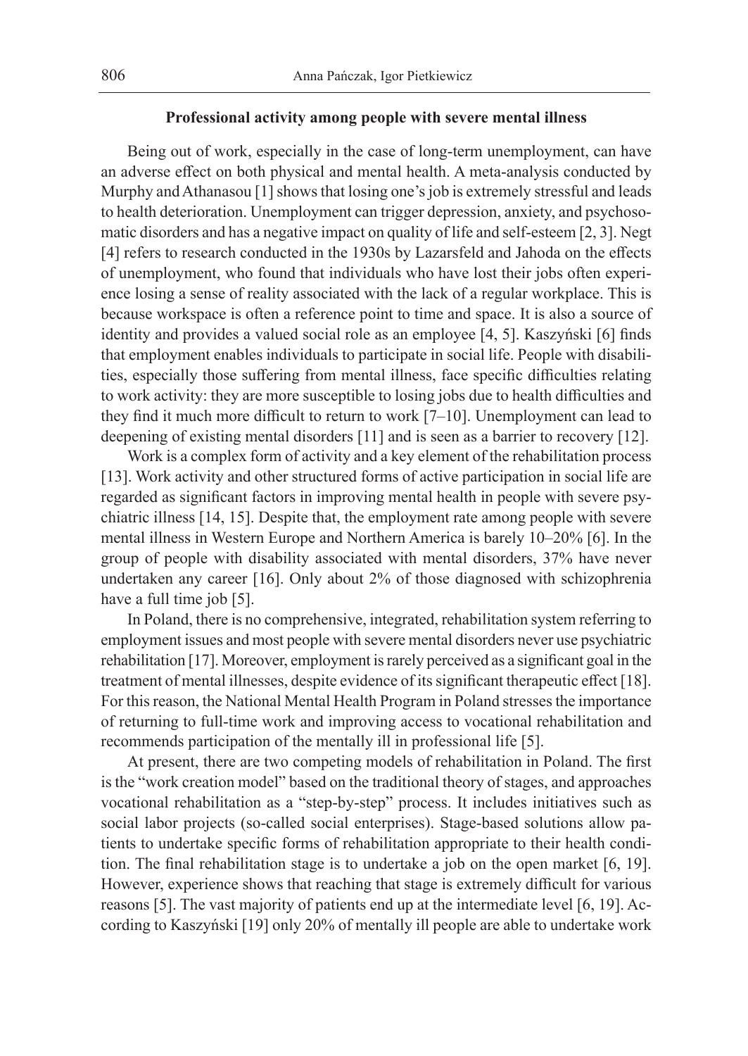## Professional activity among people with severe mental illness

Being out of work, especially in the case of long-term unemployment, can have an adverse effect on both physical and mental health. A meta-analysis conducted by Murphy and Athanasou [1] shows that losing one's job is extremely stressful and leads to health deterioration. Unemployment can trigger depression, anxiety, and psychosomatic disorders and has a negative impact on quality of life and self-esteem [2, 3]. Negt [4] refers to research conducted in the 1930s by Lazarsfeld and Jahoda on the effects of unemployment, who found that individuals who have lost their jobs often experience losing a sense of reality associated with the lack of a regular workplace. This is because workspace is often a reference point to time and space. It is also a source of identity and provides a valued social role as an employee [4, 5]. Kaszyński [6] finds that employment enables individuals to participate in social life. People with disabilities, especially those suffering from mental illness, face specific difficulties relating to work activity: they are more susceptible to losing jobs due to health difficulties and they find it much more difficult to return to work [7–10]. Unemployment can lead to deepening of existing mental disorders [11] and is seen as a barrier to recovery [12].

Work is a complex form of activity and a key element of the rehabilitation process [13]. Work activity and other structured forms of active participation in social life are regarded as significant factors in improving mental health in people with severe psychiatric illness [14, 15]. Despite that, the employment rate among people with severe mental illness in Western Europe and Northern America is barely 10–20% [6]. In the group of people with disability associated with mental disorders, 37% have never undertaken any career [16]. Only about 2% of those diagnosed with schizophrenia have a full time job [5].

In Poland, there is no comprehensive, integrated, rehabilitation system referring to employment issues and most people with severe mental disorders never use psychiatric rehabilitation [17]. Moreover, employment is rarely perceived as a significant goal in the treatment of mental illnesses, despite evidence of its significant therapeutic effect [18]. For this reason, the National Mental Health Program in Poland stresses the importance of returning to full-time work and improving access to vocational rehabilitation and recommends participation of the mentally ill in professional life [5].

At present, there are two competing models of rehabilitation in Poland. The first is the "work creation model" based on the traditional theory of stages, and approaches vocational rehabilitation as a "step-by-step" process. It includes initiatives such as social labor projects (so-called social enterprises). Stage-based solutions allow patients to undertake specific forms of rehabilitation appropriate to their health condition. The final rehabilitation stage is to undertake a job on the open market [6, 19]. However, experience shows that reaching that stage is extremely difficult for various reasons [5]. The vast majority of patients end up at the intermediate level [6, 19]. According to Kaszyński [19] only 20% of mentally ill people are able to undertake work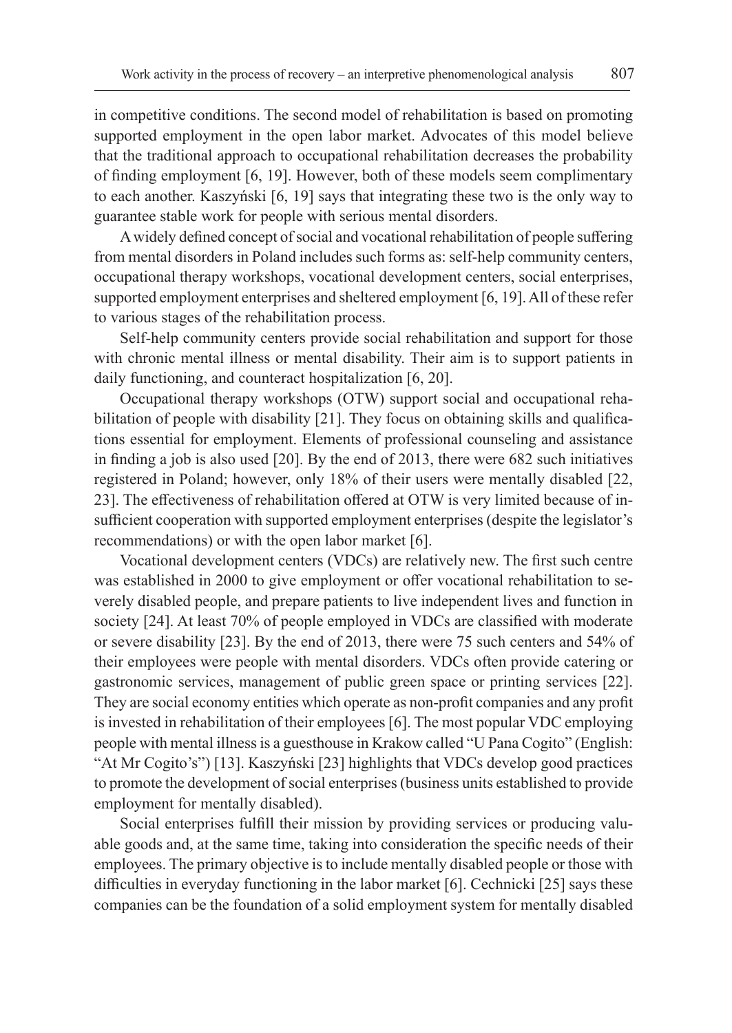in competitive conditions. The second model of rehabilitation is based on promoting supported employment in the open labor market. Advocates of this model believe that the traditional approach to occupational rehabilitation decreases the probability of finding employment [6, 19]. However, both of these models seem complimentary to each another. Kaszyński [6, 19] says that integrating these two is the only way to guarantee stable work for people with serious mental disorders.

A widely defined concept of social and vocational rehabilitation of people suffering from mental disorders in Poland includes such forms as: self-help community centers, occupational therapy workshops, vocational development centers, social enterprises, supported employment enterprises and sheltered employment [6, 19]. All of these refer to various stages of the rehabilitation process.

Self-help community centers provide social rehabilitation and support for those with chronic mental illness or mental disability. Their aim is to support patients in daily functioning, and counteract hospitalization [6, 20].

Occupational therapy workshops (OTW) support social and occupational rehabilitation of people with disability [21]. They focus on obtaining skills and qualifications essential for employment. Elements of professional counseling and assistance in finding a job is also used [20]. By the end of 2013, there were 682 such initiatives registered in Poland; however, only 18% of their users were mentally disabled [22, 23]. The effectiveness of rehabilitation offered at OTW is very limited because of insufficient cooperation with supported employment enterprises (despite the legislator's recommendations) or with the open labor market [6].

Vocational development centers (VDCs) are relatively new. The first such centre was established in 2000 to give employment or offer vocational rehabilitation to severely disabled people, and prepare patients to live independent lives and function in society [24]. At least 70% of people employed in VDCs are classified with moderate or severe disability [23]. By the end of 2013, there were 75 such centers and 54% of their employees were people with mental disorders. VDCs often provide catering or gastronomic services, management of public green space or printing services [22]. They are social economy entities which operate as non-profit companies and any profit is invested in rehabilitation of their employees [6]. The most popular VDC employing people with mental illness is a guesthouse in Krakow called "U Pana Cogito" (English: "At Mr Cogito's") [13]. Kaszyński [23] highlights that VDCs develop good practices to promote the development of social enterprises (business units established to provide employment for mentally disabled).

Social enterprises fulfill their mission by providing services or producing valuable goods and, at the same time, taking into consideration the specific needs of their employees. The primary objective is to include mentally disabled people or those with difficulties in everyday functioning in the labor market [6]. Cechnicki [25] says these companies can be the foundation of a solid employment system for mentally disabled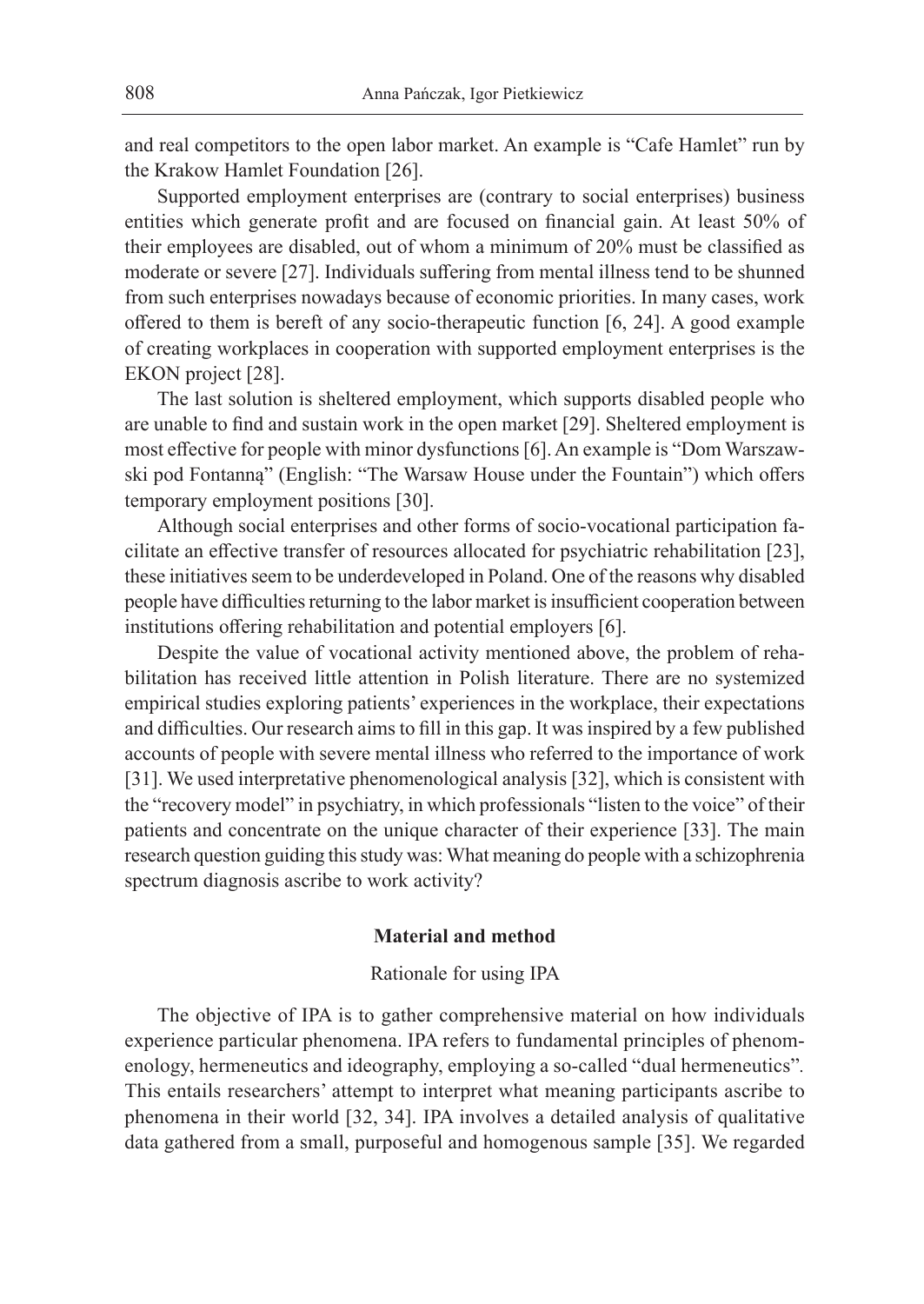and real competitors to the open labor market. An example is "Cafe Hamlet" run by the Krakow Hamlet Foundation [26].

Supported employment enterprises are (contrary to social enterprises) business entities which generate profit and are focused on financial gain. At least 50% of their employees are disabled, out of whom a minimum of 20% must be classified as moderate or severe [27]. Individuals suffering from mental illness tend to be shunned from such enterprises nowadays because of economic priorities. In many cases, work offered to them is bereft of any socio-therapeutic function [6, 24]. A good example of creating workplaces in cooperation with supported employment enterprises is the EKON project [28].

The last solution is sheltered employment, which supports disabled people who are unable to find and sustain work in the open market [29]. Sheltered employment is most effective for people with minor dysfunctions [6]. An example is "Dom Warszawski pod Fontanną" (English: "The Warsaw House under the Fountain") which offers temporary employment positions [30].

Although social enterprises and other forms of socio-vocational participation facilitate an effective transfer of resources allocated for psychiatric rehabilitation [23], these initiatives seem to be underdeveloped in Poland. One of the reasons why disabled people have difficulties returning to the labor market is insufficient cooperation between institutions offering rehabilitation and potential employers [6].

Despite the value of vocational activity mentioned above, the problem of rehabilitation has received little attention in Polish literature. There are no systemized empirical studies exploring patients' experiences in the workplace, their expectations and difficulties. Our research aims to fill in this gap. It was inspired by a few published accounts of people with severe mental illness who referred to the importance of work [31]. We used interpretative phenomenological analysis [32], which is consistent with the "recovery model" in psychiatry, in which professionals "listen to the voice" of their patients and concentrate on the unique character of their experience [33]. The main research question guiding this study was: What meaning do people with a schizophrenia spectrum diagnosis ascribe to work activity?

## Material and method

### Rationale for using IPA

The objective of IPA is to gather comprehensive material on how individuals experience particular phenomena. IPA refers to fundamental principles of phenomenology, hermeneutics and ideography, employing a so-called "dual hermeneutics". This entails researchers' attempt to interpret what meaning participants ascribe to phenomena in their world [32, 34]. IPA involves a detailed analysis of qualitative data gathered from a small, purposeful and homogenous sample [35]. We regarded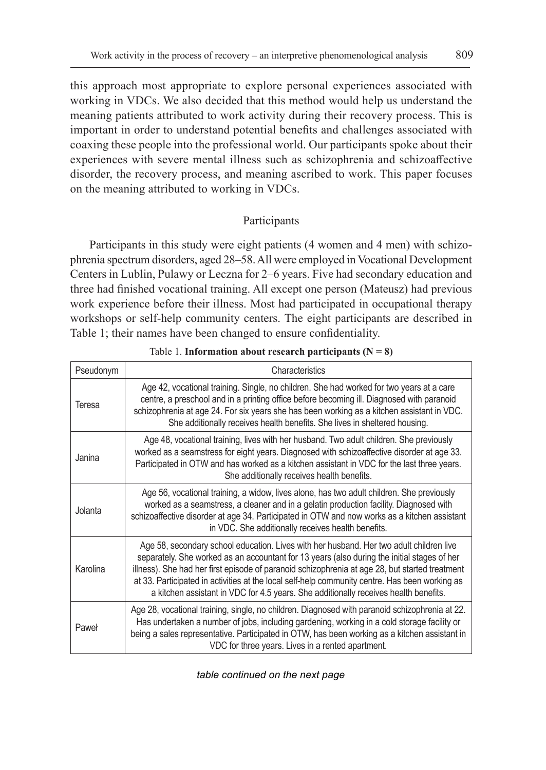this approach most appropriate to explore personal experiences associated with working in VDCs. We also decided that this method would help us understand the meaning patients attributed to work activity during their recovery process. This is important in order to understand potential benefits and challenges associated with coaxing these people into the professional world. Our participants spoke about their experiences with severe mental illness such as schizophrenia and schizoaffective disorder, the recovery process, and meaning ascribed to work. This paper focuses on the meaning attributed to working in VDCs.

## Participants

Participants in this study were eight patients (4 women and 4 men) with schizophrenia spectrum disorders, aged 28–58. All were employed in Vocational Development Centers in Lublin, Pulawy or Leczna for 2–6 years. Five had secondary education and three had finished vocational training. All except one person (Mateusz) had previous work experience before their illness. Most had participated in occupational therapy workshops or self-help community centers. The eight participants are described in Table 1; their names have been changed to ensure confidentiality.

Table 1. **Information about research participants (N = 8)**

| Pseudonym | Characteristics |
|---|---|
| Teresa | Age 42, vocational training. Single, no children. She had worked for two years at a care centre, a preschool and in a printing office before becoming ill. Diagnosed with paranoid schizophrenia at age 24. For six years she has been working as a kitchen assistant in VDC. She additionally receives health benefits. She lives in sheltered housing. |
| Janina | Age 48, vocational training, lives with her husband. Two adult children. She previously worked as a seamstress for eight years. Diagnosed with schizoaffective disorder at age 33. Participated in OTW and has worked as a kitchen assistant in VDC for the last three years. She additionally receives health benefits. |
| Jolanta | Age 56, vocational training, a widow, lives alone, has two adult children. She previously worked as a seamstress, a cleaner and in a gelatin production facility. Diagnosed with schizoaffective disorder at age 34. Participated in OTW and now works as a kitchen assistant in VDC. She additionally receives health benefits. |
| Karolina | Age 58, secondary school education. Lives with her husband. Her two adult children live separately. She worked as an accountant for 13 years (also during the initial stages of her illness). She had her first episode of paranoid schizophrenia at age 28, but started treatment at 33. Participated in activities at the local self-help community centre. Has been working as a kitchen assistant in VDC for 4.5 years. She additionally receives health benefits. |
| Paweł | Age 28, vocational training, single, no children. Diagnosed with paranoid schizophrenia at 22. Has undertaken a number of jobs, including gardening, working in a cold storage facility or being a sales representative. Participated in OTW, has been working as a kitchen assistant in VDC for three years. Lives in a rented apartment. |

*table continued on the next page*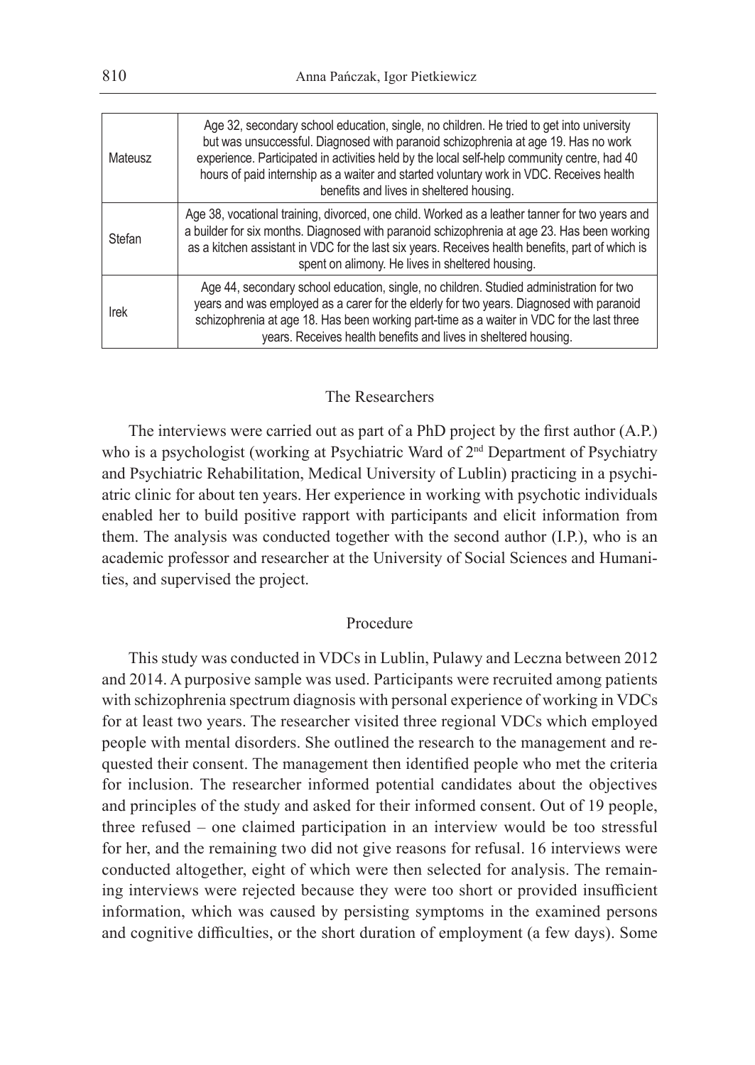| | |
|---|---|
| Mateusz | Age 32, secondary school education, single, no children. He tried to get into university but was unsuccessful. Diagnosed with paranoid schizophrenia at age 19. Has no work experience. Participated in activities held by the local self-help community centre, had 40 hours of paid internship as a waiter and started voluntary work in VDC. Receives health benefits and lives in sheltered housing. |
| Stefan | Age 38, vocational training, divorced, one child. Worked as a leather tanner for two years and a builder for six months. Diagnosed with paranoid schizophrenia at age 23. Has been working as a kitchen assistant in VDC for the last six years. Receives health benefits, part of which is spent on alimony. He lives in sheltered housing. |
| Irek | Age 44, secondary school education, single, no children. Studied administration for two years and was employed as a carer for the elderly for two years. Diagnosed with paranoid schizophrenia at age 18. Has been working part-time as a waiter in VDC for the last three years. Receives health benefits and lives in sheltered housing. |

## The Researchers

The interviews were carried out as part of a PhD project by the first author (A.P.) who is a psychologist (working at Psychiatric Ward of 2nd Department of Psychiatry and Psychiatric Rehabilitation, Medical University of Lublin) practicing in a psychiatric clinic for about ten years. Her experience in working with psychotic individuals enabled her to build positive rapport with participants and elicit information from them. The analysis was conducted together with the second author (I.P.), who is an academic professor and researcher at the University of Social Sciences and Humanities, and supervised the project.

## Procedure

This study was conducted in VDCs in Lublin, Pulawy and Leczna between 2012 and 2014. A purposive sample was used. Participants were recruited among patients with schizophrenia spectrum diagnosis with personal experience of working in VDCs for at least two years. The researcher visited three regional VDCs which employed people with mental disorders. She outlined the research to the management and requested their consent. The management then identified people who met the criteria for inclusion. The researcher informed potential candidates about the objectives and principles of the study and asked for their informed consent. Out of 19 people, three refused – one claimed participation in an interview would be too stressful for her, and the remaining two did not give reasons for refusal. 16 interviews were conducted altogether, eight of which were then selected for analysis. The remaining interviews were rejected because they were too short or provided insufficient information, which was caused by persisting symptoms in the examined persons and cognitive difficulties, or the short duration of employment (a few days). Some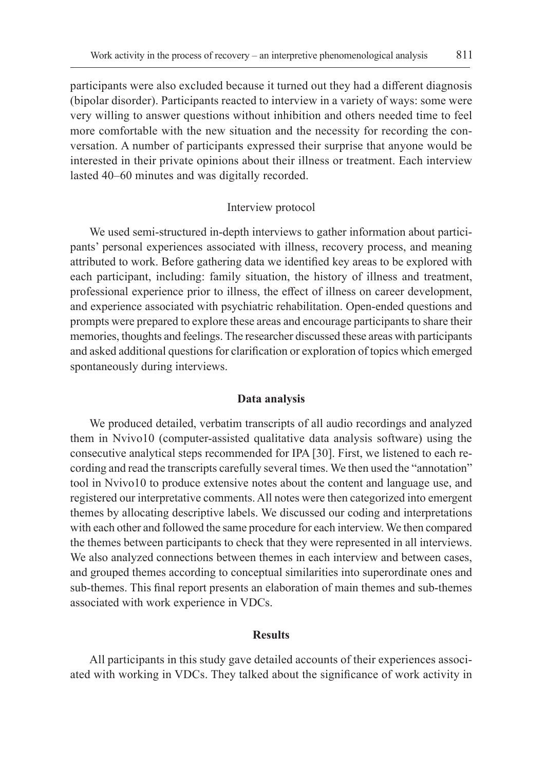participants were also excluded because it turned out they had a different diagnosis (bipolar disorder). Participants reacted to interview in a variety of ways: some were very willing to answer questions without inhibition and others needed time to feel more comfortable with the new situation and the necessity for recording the conversation. A number of participants expressed their surprise that anyone would be interested in their private opinions about their illness or treatment. Each interview lasted 40–60 minutes and was digitally recorded.

### Interview protocol

We used semi-structured in-depth interviews to gather information about participants' personal experiences associated with illness, recovery process, and meaning attributed to work. Before gathering data we identified key areas to be explored with each participant, including: family situation, the history of illness and treatment, professional experience prior to illness, the effect of illness on career development, and experience associated with psychiatric rehabilitation. Open-ended questions and prompts were prepared to explore these areas and encourage participants to share their memories, thoughts and feelings. The researcher discussed these areas with participants and asked additional questions for clarification or exploration of topics which emerged spontaneously during interviews.

## Data analysis

We produced detailed, verbatim transcripts of all audio recordings and analyzed them in Nvivo10 (computer-assisted qualitative data analysis software) using the consecutive analytical steps recommended for IPA [30]. First, we listened to each recording and read the transcripts carefully several times. We then used the "annotation" tool in Nvivo10 to produce extensive notes about the content and language use, and registered our interpretative comments. All notes were then categorized into emergent themes by allocating descriptive labels. We discussed our coding and interpretations with each other and followed the same procedure for each interview. We then compared the themes between participants to check that they were represented in all interviews. We also analyzed connections between themes in each interview and between cases, and grouped themes according to conceptual similarities into superordinate ones and sub-themes. This final report presents an elaboration of main themes and sub-themes associated with work experience in VDCs.

## Results

All participants in this study gave detailed accounts of their experiences associated with working in VDCs. They talked about the significance of work activity in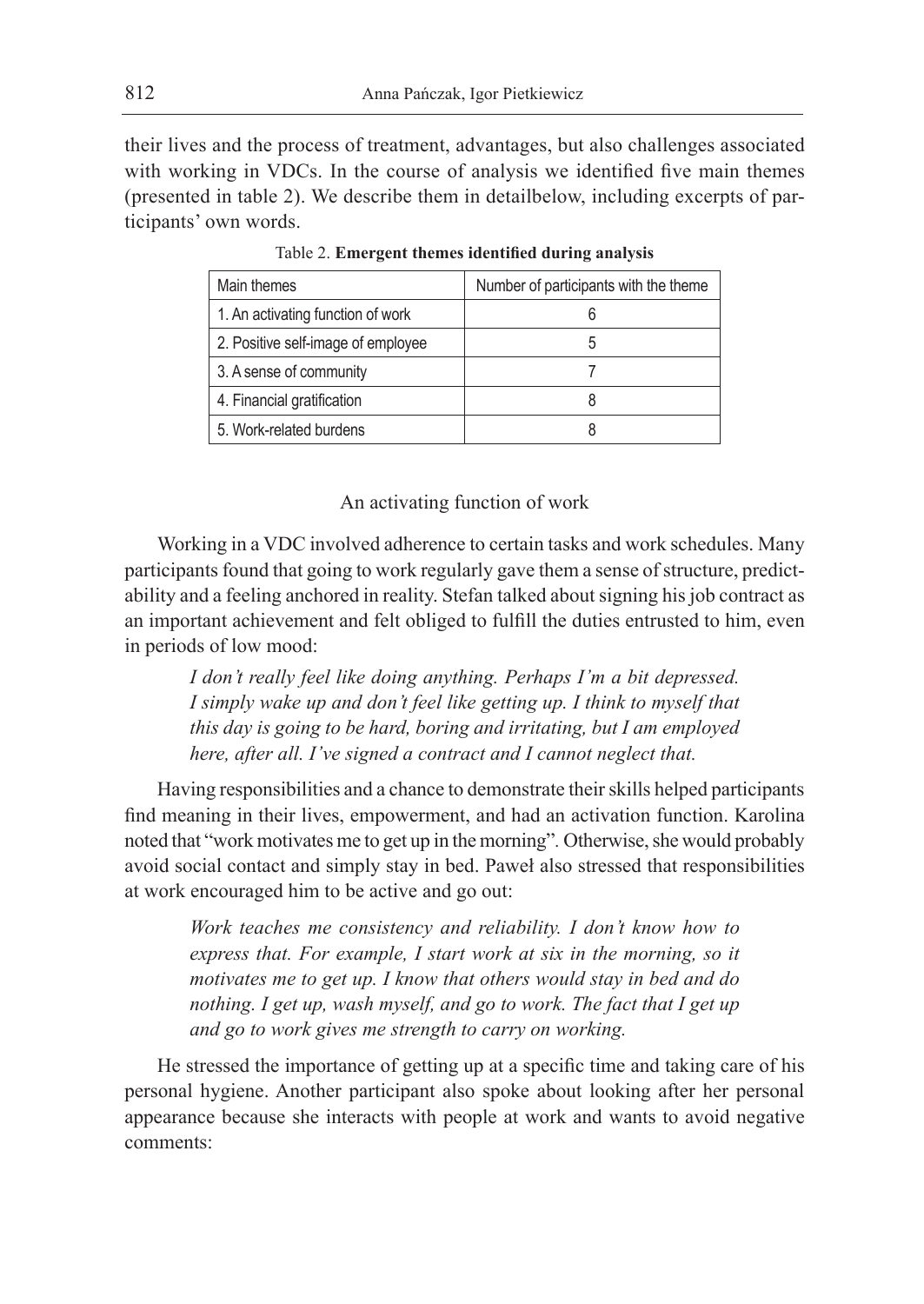their lives and the process of treatment, advantages, but also challenges associated with working in VDCs. In the course of analysis we identified five main themes (presented in table 2). We describe them in detailbelow, including excerpts of participants' own words.

Table 2. **Emergent themes identified during analysis**

| Main themes | Number of participants with the theme |
|---|---|
| 1. An activating function of work | 6 |
| 2. Positive self-image of employee | 5 |
| 3. A sense of community | 7 |
| 4. Financial gratification | 8 |
| 5. Work-related burdens | 8 |

### An activating function of work

Working in a VDC involved adherence to certain tasks and work schedules. Many participants found that going to work regularly gave them a sense of structure, predictability and a feeling anchored in reality. Stefan talked about signing his job contract as an important achievement and felt obliged to fulfill the duties entrusted to him, even in periods of low mood:

> *I don't really feel like doing anything. Perhaps I'm a bit depressed. I simply wake up and don't feel like getting up. I think to myself that this day is going to be hard, boring and irritating, but I am employed here, after all. I've signed a contract and I cannot neglect that.*

Having responsibilities and a chance to demonstrate their skills helped participants find meaning in their lives, empowerment, and had an activation function. Karolina noted that "work motivates me to get up in the morning". Otherwise, she would probably avoid social contact and simply stay in bed. Paweł also stressed that responsibilities at work encouraged him to be active and go out:

> *Work teaches me consistency and reliability. I don't know how to express that. For example, I start work at six in the morning, so it motivates me to get up. I know that others would stay in bed and do nothing. I get up, wash myself, and go to work. The fact that I get up and go to work gives me strength to carry on working.*

He stressed the importance of getting up at a specific time and taking care of his personal hygiene. Another participant also spoke about looking after her personal appearance because she interacts with people at work and wants to avoid negative comments: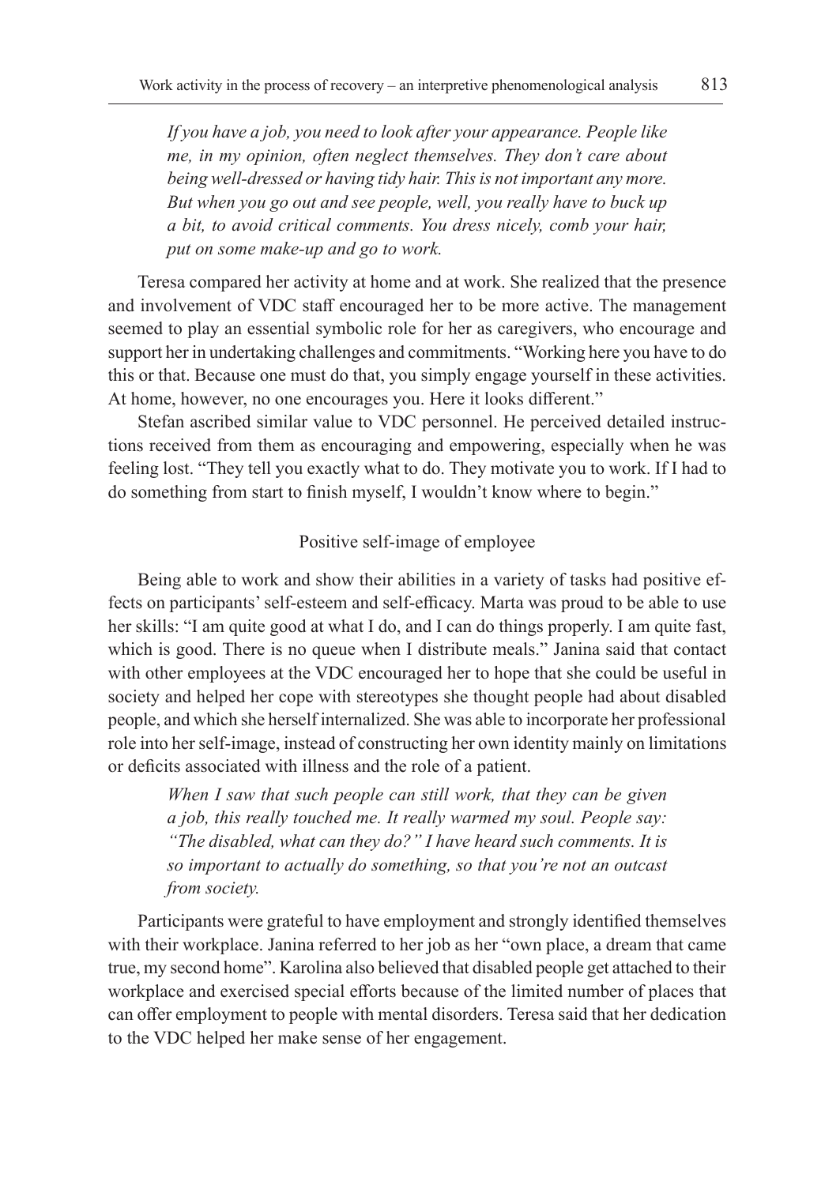*If you have a job, you need to look after your appearance. People like me, in my opinion, often neglect themselves. They don't care about being well-dressed or having tidy hair. This is not important any more. But when you go out and see people, well, you really have to buck up a bit, to avoid critical comments. You dress nicely, comb your hair, put on some make-up and go to work.*

Teresa compared her activity at home and at work. She realized that the presence and involvement of VDC staff encouraged her to be more active. The management seemed to play an essential symbolic role for her as caregivers, who encourage and support her in undertaking challenges and commitments. "Working here you have to do this or that. Because one must do that, you simply engage yourself in these activities. At home, however, no one encourages you. Here it looks different."

Stefan ascribed similar value to VDC personnel. He perceived detailed instructions received from them as encouraging and empowering, especially when he was feeling lost. "They tell you exactly what to do. They motivate you to work. If I had to do something from start to finish myself, I wouldn't know where to begin."

### Positive self-image of employee

Being able to work and show their abilities in a variety of tasks had positive effects on participants' self-esteem and self-efficacy. Marta was proud to be able to use her skills: "I am quite good at what I do, and I can do things properly. I am quite fast, which is good. There is no queue when I distribute meals." Janina said that contact with other employees at the VDC encouraged her to hope that she could be useful in society and helped her cope with stereotypes she thought people had about disabled people, and which she herself internalized. She was able to incorporate her professional role into her self-image, instead of constructing her own identity mainly on limitations or deficits associated with illness and the role of a patient.

*When I saw that such people can still work, that they can be given a job, this really touched me. It really warmed my soul. People say: "The disabled, what can they do?" I have heard such comments. It is so important to actually do something, so that you're not an outcast from society.*

Participants were grateful to have employment and strongly identified themselves with their workplace. Janina referred to her job as her "own place, a dream that came true, my second home". Karolina also believed that disabled people get attached to their workplace and exercised special efforts because of the limited number of places that can offer employment to people with mental disorders. Teresa said that her dedication to the VDC helped her make sense of her engagement.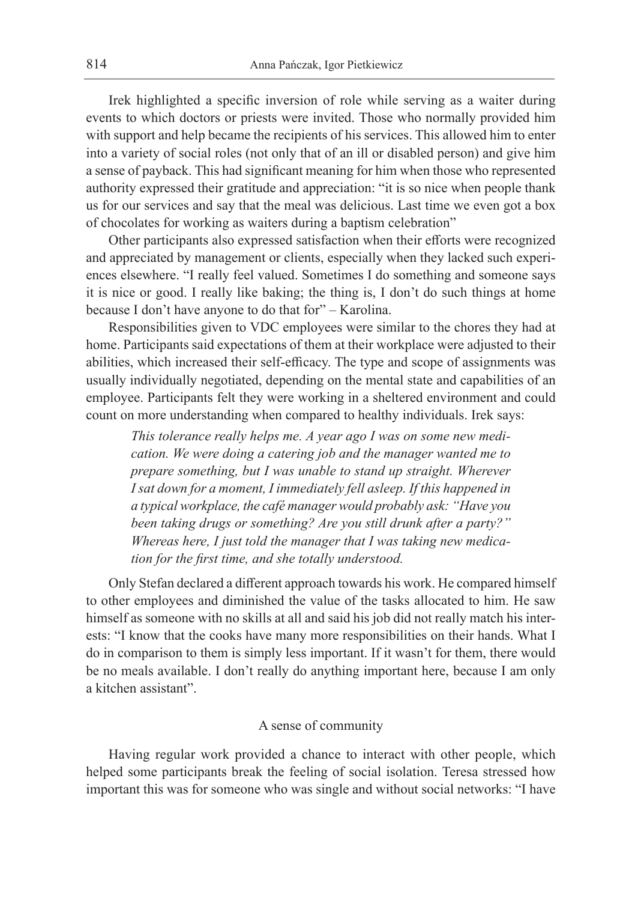Irek highlighted a specific inversion of role while serving as a waiter during events to which doctors or priests were invited. Those who normally provided him with support and help became the recipients of his services. This allowed him to enter into a variety of social roles (not only that of an ill or disabled person) and give him a sense of payback. This had significant meaning for him when those who represented authority expressed their gratitude and appreciation: "it is so nice when people thank us for our services and say that the meal was delicious. Last time we even got a box of chocolates for working as waiters during a baptism celebration"

Other participants also expressed satisfaction when their efforts were recognized and appreciated by management or clients, especially when they lacked such experiences elsewhere. "I really feel valued. Sometimes I do something and someone says it is nice or good. I really like baking; the thing is, I don't do such things at home because I don't have anyone to do that for" – Karolina.

Responsibilities given to VDC employees were similar to the chores they had at home. Participants said expectations of them at their workplace were adjusted to their abilities, which increased their self-efficacy. The type and scope of assignments was usually individually negotiated, depending on the mental state and capabilities of an employee. Participants felt they were working in a sheltered environment and could count on more understanding when compared to healthy individuals. Irek says:

> *This tolerance really helps me. A year ago I was on some new medication. We were doing a catering job and the manager wanted me to prepare something, but I was unable to stand up straight. Wherever I sat down for a moment, I immediately fell asleep. If this happened in a typical workplace, the café manager would probably ask: "Have you been taking drugs or something? Are you still drunk after a party?" Whereas here, I just told the manager that I was taking new medication for the first time, and she totally understood.*

Only Stefan declared a different approach towards his work. He compared himself to other employees and diminished the value of the tasks allocated to him. He saw himself as someone with no skills at all and said his job did not really match his interests: "I know that the cooks have many more responsibilities on their hands. What I do in comparison to them is simply less important. If it wasn't for them, there would be no meals available. I don't really do anything important here, because I am only a kitchen assistant".

### A sense of community

Having regular work provided a chance to interact with other people, which helped some participants break the feeling of social isolation. Teresa stressed how important this was for someone who was single and without social networks: "I have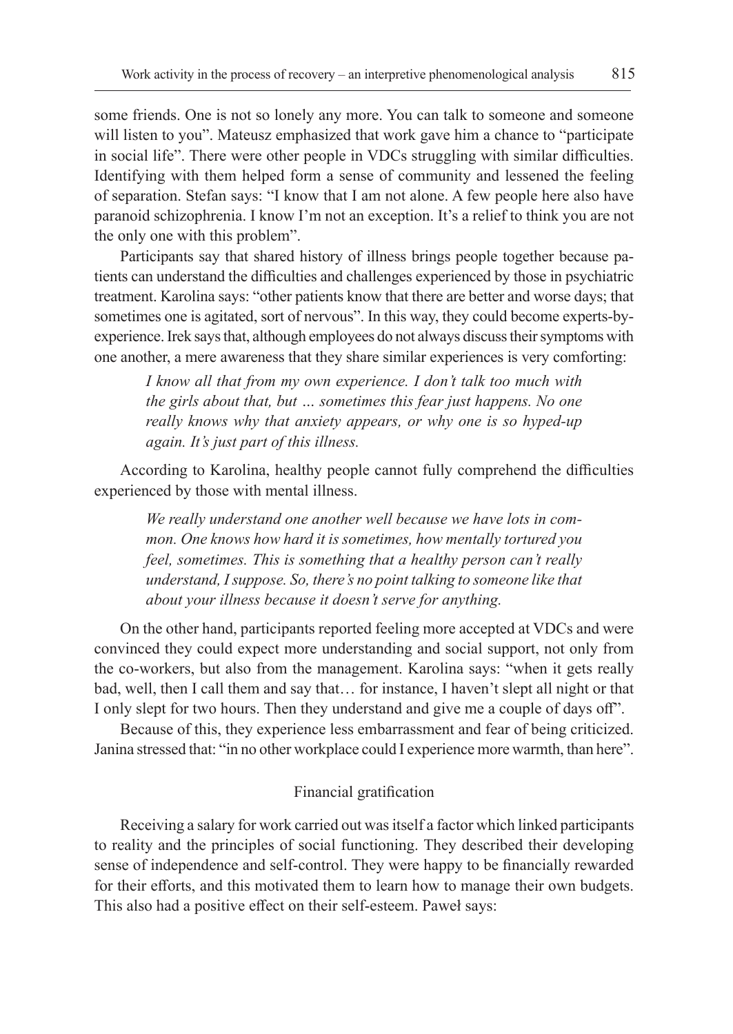some friends. One is not so lonely any more. You can talk to someone and someone will listen to you". Mateusz emphasized that work gave him a chance to "participate in social life". There were other people in VDCs struggling with similar difficulties. Identifying with them helped form a sense of community and lessened the feeling of separation. Stefan says: "I know that I am not alone. A few people here also have paranoid schizophrenia. I know I'm not an exception. It's a relief to think you are not the only one with this problem".

Participants say that shared history of illness brings people together because patients can understand the difficulties and challenges experienced by those in psychiatric treatment. Karolina says: "other patients know that there are better and worse days; that sometimes one is agitated, sort of nervous". In this way, they could become experts-by-experience. Irek says that, although employees do not always discuss their symptoms with one another, a mere awareness that they share similar experiences is very comforting:

> *I know all that from my own experience. I don't talk too much with the girls about that, but … sometimes this fear just happens. No one really knows why that anxiety appears, or why one is so hyped-up again. It's just part of this illness.*

According to Karolina, healthy people cannot fully comprehend the difficulties experienced by those with mental illness.

> *We really understand one another well because we have lots in common. One knows how hard it is sometimes, how mentally tortured you feel, sometimes. This is something that a healthy person can't really understand, I suppose. So, there's no point talking to someone like that about your illness because it doesn't serve for anything.*

On the other hand, participants reported feeling more accepted at VDCs and were convinced they could expect more understanding and social support, not only from the co-workers, but also from the management. Karolina says: "when it gets really bad, well, then I call them and say that… for instance, I haven't slept all night or that I only slept for two hours. Then they understand and give me a couple of days off".

Because of this, they experience less embarrassment and fear of being criticized. Janina stressed that: "in no other workplace could I experience more warmth, than here".

### Financial gratification

Receiving a salary for work carried out was itself a factor which linked participants to reality and the principles of social functioning. They described their developing sense of independence and self-control. They were happy to be financially rewarded for their efforts, and this motivated them to learn how to manage their own budgets. This also had a positive effect on their self-esteem. Paweł says: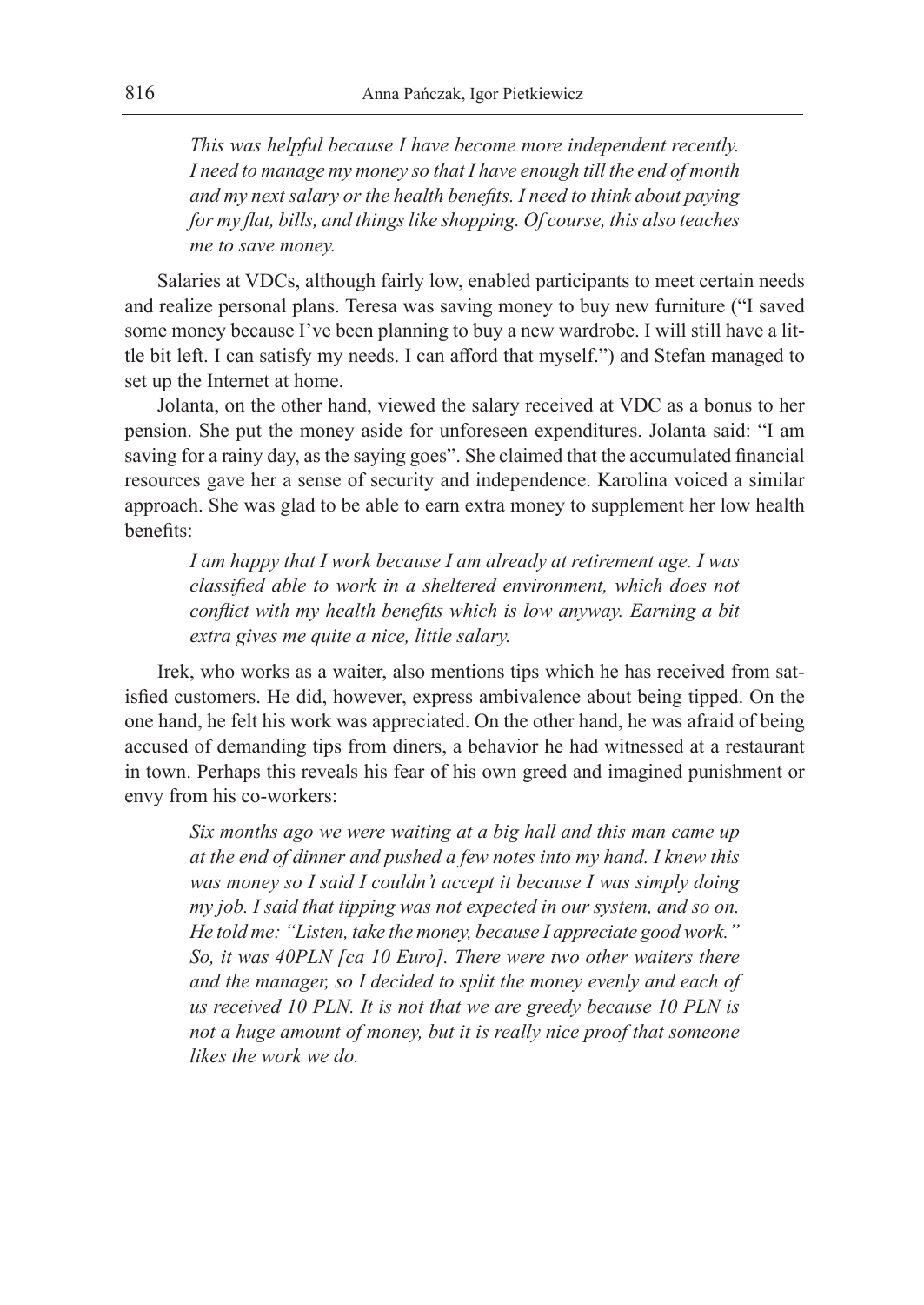*This was helpful because I have become more independent recently. I need to manage my money so that I have enough till the end of month and my next salary or the health benefits. I need to think about paying for my flat, bills, and things like shopping. Of course, this also teaches me to save money.*

Salaries at VDCs, although fairly low, enabled participants to meet certain needs and realize personal plans. Teresa was saving money to buy new furniture ("I saved some money because I've been planning to buy a new wardrobe. I will still have a little bit left. I can satisfy my needs. I can afford that myself.") and Stefan managed to set up the Internet at home.

Jolanta, on the other hand, viewed the salary received at VDC as a bonus to her pension. She put the money aside for unforeseen expenditures. Jolanta said: "I am saving for a rainy day, as the saying goes". She claimed that the accumulated financial resources gave her a sense of security and independence. Karolina voiced a similar approach. She was glad to be able to earn extra money to supplement her low health benefits:

*I am happy that I work because I am already at retirement age. I was classified able to work in a sheltered environment, which does not conflict with my health benefits which is low anyway. Earning a bit extra gives me quite a nice, little salary.*

Irek, who works as a waiter, also mentions tips which he has received from satisfied customers. He did, however, express ambivalence about being tipped. On the one hand, he felt his work was appreciated. On the other hand, he was afraid of being accused of demanding tips from diners, a behavior he had witnessed at a restaurant in town. Perhaps this reveals his fear of his own greed and imagined punishment or envy from his co-workers:

*Six months ago we were waiting at a big hall and this man came up at the end of dinner and pushed a few notes into my hand. I knew this was money so I said I couldn't accept it because I was simply doing my job. I said that tipping was not expected in our system, and so on. He told me: "Listen, take the money, because I appreciate good work." So, it was 40PLN [ca 10 Euro]. There were two other waiters there and the manager, so I decided to split the money evenly and each of us received 10 PLN. It is not that we are greedy because 10 PLN is not a huge amount of money, but it is really nice proof that someone likes the work we do.*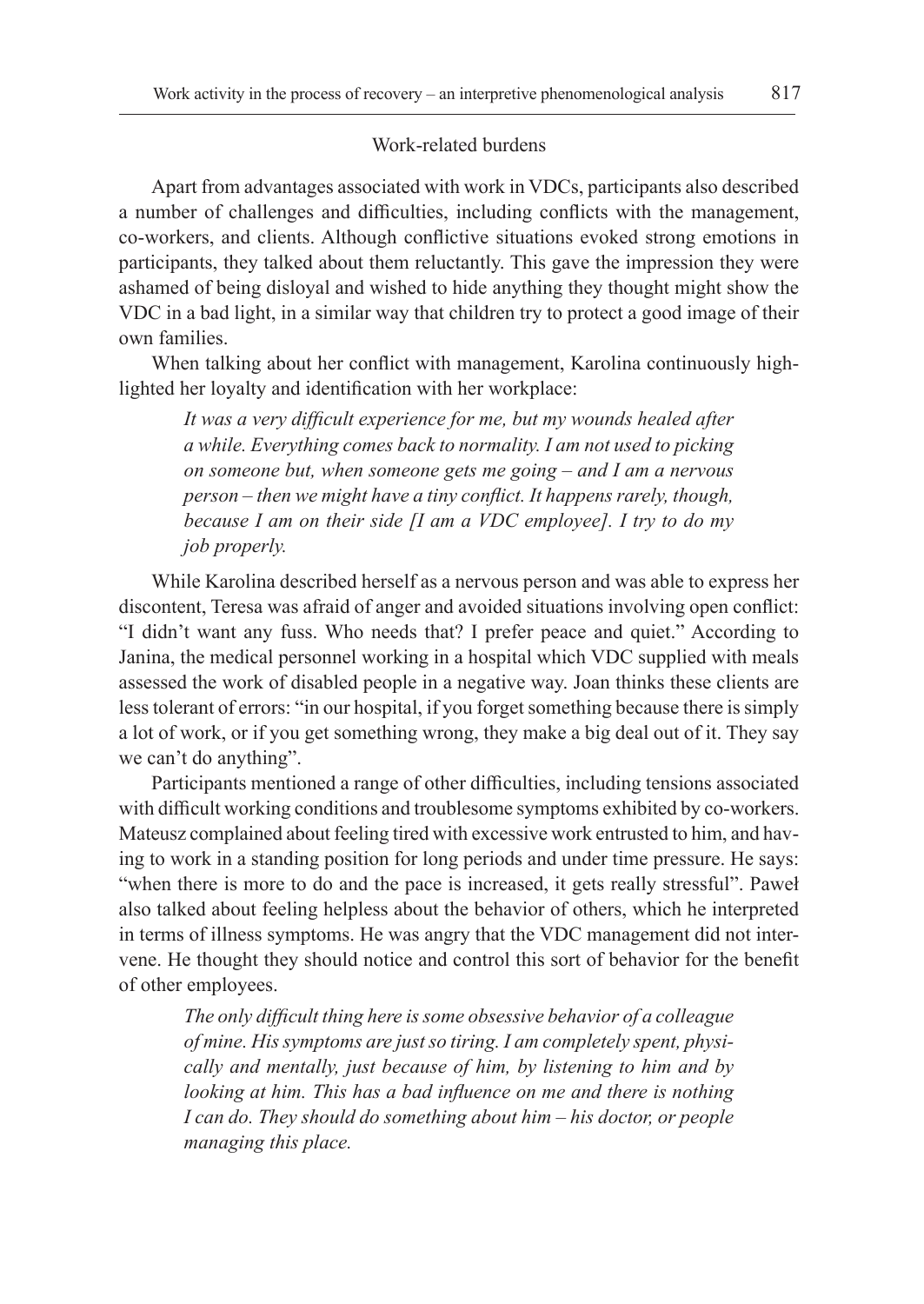### Work-related burdens

Apart from advantages associated with work in VDCs, participants also described a number of challenges and difficulties, including conflicts with the management, co-workers, and clients. Although conflictive situations evoked strong emotions in participants, they talked about them reluctantly. This gave the impression they were ashamed of being disloyal and wished to hide anything they thought might show the VDC in a bad light, in a similar way that children try to protect a good image of their own families.

When talking about her conflict with management, Karolina continuously highlighted her loyalty and identification with her workplace:

> *It was a very difficult experience for me, but my wounds healed after a while. Everything comes back to normality. I am not used to picking on someone but, when someone gets me going – and I am a nervous person – then we might have a tiny conflict. It happens rarely, though, because I am on their side [I am a VDC employee]. I try to do my job properly.*

While Karolina described herself as a nervous person and was able to express her discontent, Teresa was afraid of anger and avoided situations involving open conflict: "I didn't want any fuss. Who needs that? I prefer peace and quiet." According to Janina, the medical personnel working in a hospital which VDC supplied with meals assessed the work of disabled people in a negative way. Joan thinks these clients are less tolerant of errors: "in our hospital, if you forget something because there is simply a lot of work, or if you get something wrong, they make a big deal out of it. They say we can't do anything".

Participants mentioned a range of other difficulties, including tensions associated with difficult working conditions and troublesome symptoms exhibited by co-workers. Mateusz complained about feeling tired with excessive work entrusted to him, and having to work in a standing position for long periods and under time pressure. He says: "when there is more to do and the pace is increased, it gets really stressful". Paweł also talked about feeling helpless about the behavior of others, which he interpreted in terms of illness symptoms. He was angry that the VDC management did not intervene. He thought they should notice and control this sort of behavior for the benefit of other employees.

> *The only difficult thing here is some obsessive behavior of a colleague of mine. His symptoms are just so tiring. I am completely spent, physically and mentally, just because of him, by listening to him and by looking at him. This has a bad influence on me and there is nothing I can do. They should do something about him – his doctor, or people managing this place.*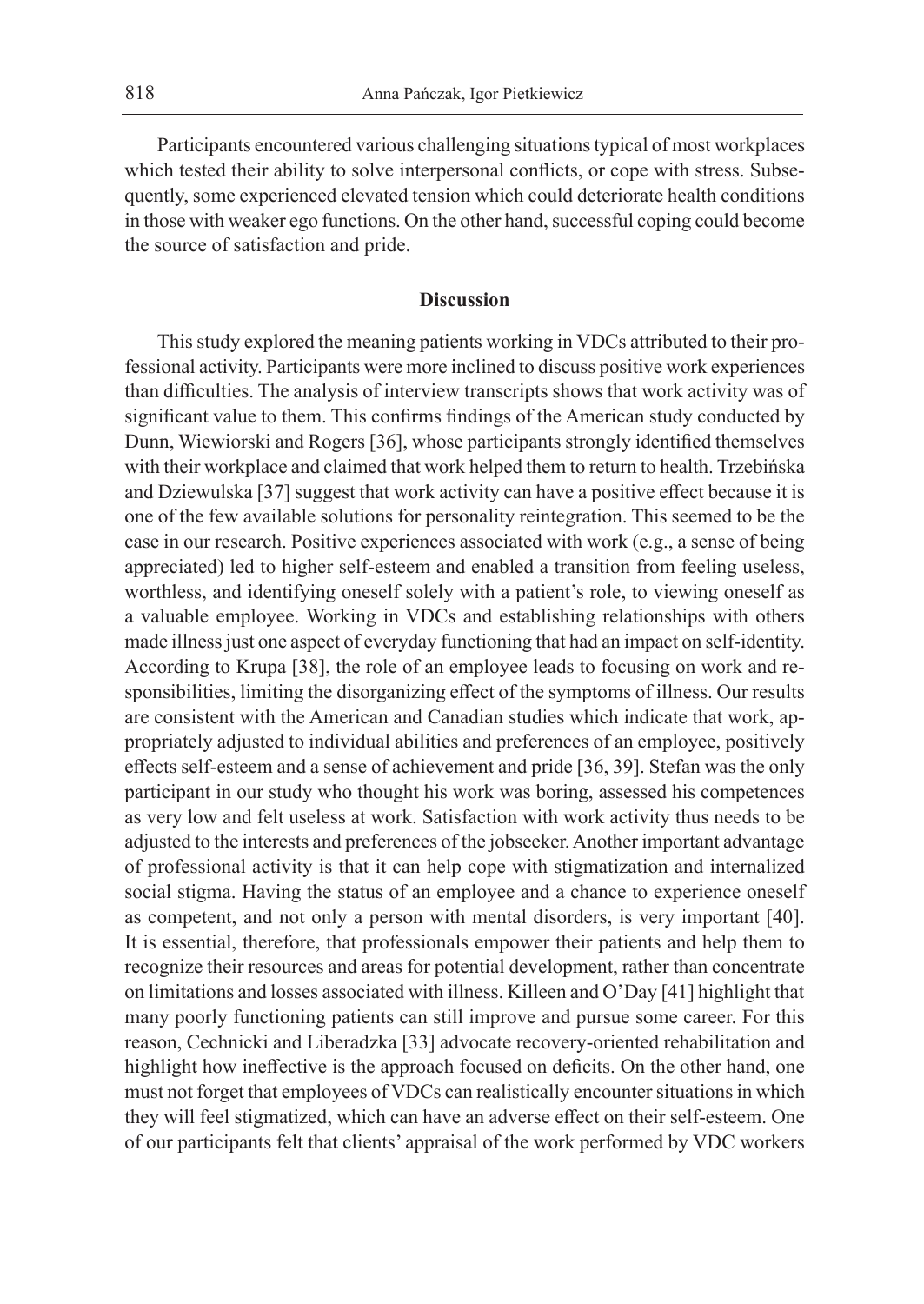Participants encountered various challenging situations typical of most workplaces which tested their ability to solve interpersonal conflicts, or cope with stress. Subsequently, some experienced elevated tension which could deteriorate health conditions in those with weaker ego functions. On the other hand, successful coping could become the source of satisfaction and pride.

## Discussion

This study explored the meaning patients working in VDCs attributed to their professional activity. Participants were more inclined to discuss positive work experiences than difficulties. The analysis of interview transcripts shows that work activity was of significant value to them. This confirms findings of the American study conducted by Dunn, Wiewiorski and Rogers [36], whose participants strongly identified themselves with their workplace and claimed that work helped them to return to health. Trzebińska and Dziewulska [37] suggest that work activity can have a positive effect because it is one of the few available solutions for personality reintegration. This seemed to be the case in our research. Positive experiences associated with work (e.g., a sense of being appreciated) led to higher self-esteem and enabled a transition from feeling useless, worthless, and identifying oneself solely with a patient's role, to viewing oneself as a valuable employee. Working in VDCs and establishing relationships with others made illness just one aspect of everyday functioning that had an impact on self-identity. According to Krupa [38], the role of an employee leads to focusing on work and responsibilities, limiting the disorganizing effect of the symptoms of illness. Our results are consistent with the American and Canadian studies which indicate that work, appropriately adjusted to individual abilities and preferences of an employee, positively effects self-esteem and a sense of achievement and pride [36, 39]. Stefan was the only participant in our study who thought his work was boring, assessed his competences as very low and felt useless at work. Satisfaction with work activity thus needs to be adjusted to the interests and preferences of the jobseeker. Another important advantage of professional activity is that it can help cope with stigmatization and internalized social stigma. Having the status of an employee and a chance to experience oneself as competent, and not only a person with mental disorders, is very important [40]. It is essential, therefore, that professionals empower their patients and help them to recognize their resources and areas for potential development, rather than concentrate on limitations and losses associated with illness. Killeen and O'Day [41] highlight that many poorly functioning patients can still improve and pursue some career. For this reason, Cechnicki and Liberadzka [33] advocate recovery-oriented rehabilitation and highlight how ineffective is the approach focused on deficits. On the other hand, one must not forget that employees of VDCs can realistically encounter situations in which they will feel stigmatized, which can have an adverse effect on their self-esteem. One of our participants felt that clients' appraisal of the work performed by VDC workers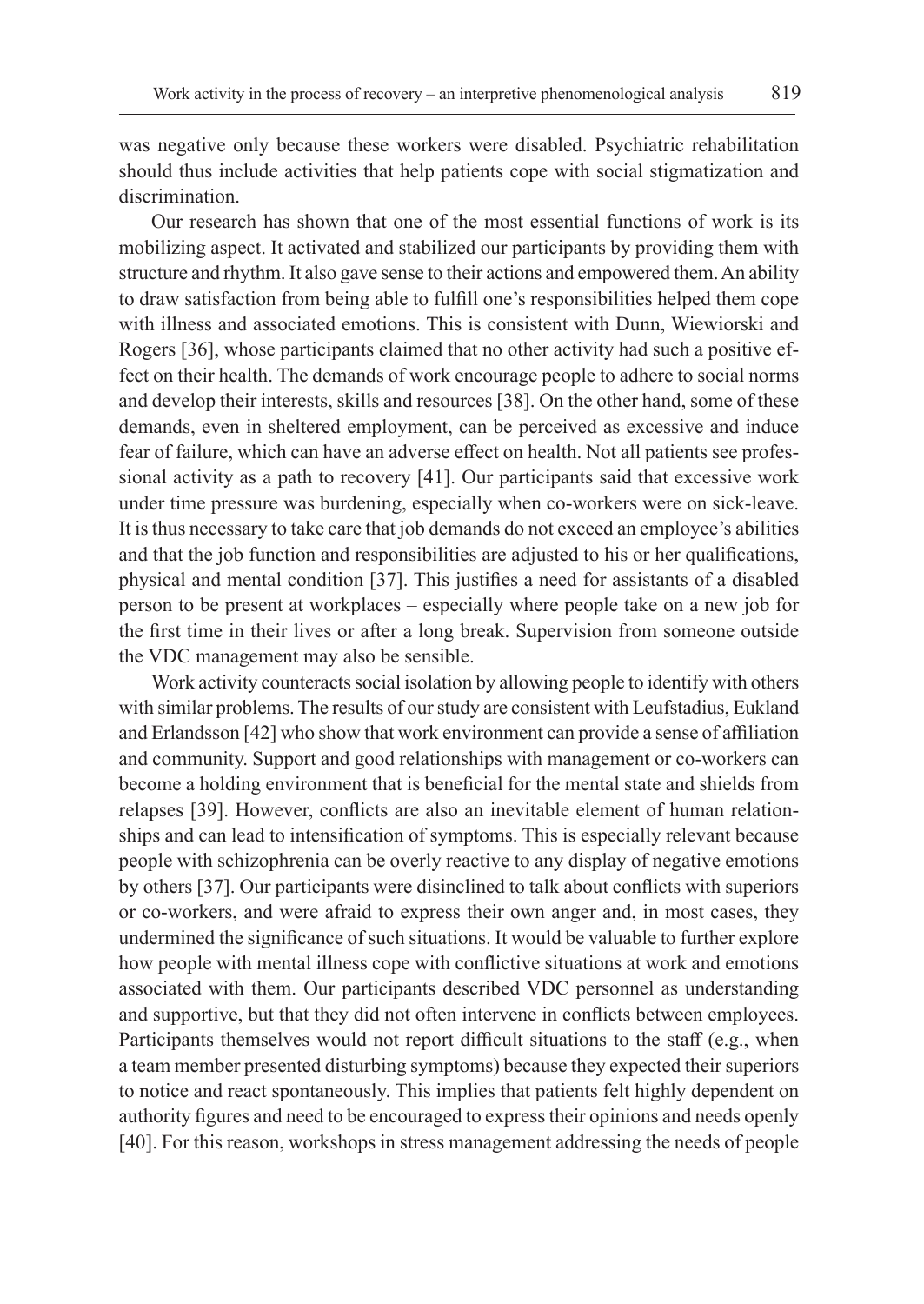was negative only because these workers were disabled. Psychiatric rehabilitation should thus include activities that help patients cope with social stigmatization and discrimination.

Our research has shown that one of the most essential functions of work is its mobilizing aspect. It activated and stabilized our participants by providing them with structure and rhythm. It also gave sense to their actions and empowered them. An ability to draw satisfaction from being able to fulfill one's responsibilities helped them cope with illness and associated emotions. This is consistent with Dunn, Wiewiorski and Rogers [36], whose participants claimed that no other activity had such a positive effect on their health. The demands of work encourage people to adhere to social norms and develop their interests, skills and resources [38]. On the other hand, some of these demands, even in sheltered employment, can be perceived as excessive and induce fear of failure, which can have an adverse effect on health. Not all patients see professional activity as a path to recovery [41]. Our participants said that excessive work under time pressure was burdening, especially when co-workers were on sick-leave. It is thus necessary to take care that job demands do not exceed an employee's abilities and that the job function and responsibilities are adjusted to his or her qualifications, physical and mental condition [37]. This justifies a need for assistants of a disabled person to be present at workplaces – especially where people take on a new job for the first time in their lives or after a long break. Supervision from someone outside the VDC management may also be sensible.

Work activity counteracts social isolation by allowing people to identify with others with similar problems. The results of our study are consistent with Leufstadius, Eukland and Erlandsson [42] who show that work environment can provide a sense of affiliation and community. Support and good relationships with management or co-workers can become a holding environment that is beneficial for the mental state and shields from relapses [39]. However, conflicts are also an inevitable element of human relationships and can lead to intensification of symptoms. This is especially relevant because people with schizophrenia can be overly reactive to any display of negative emotions by others [37]. Our participants were disinclined to talk about conflicts with superiors or co-workers, and were afraid to express their own anger and, in most cases, they undermined the significance of such situations. It would be valuable to further explore how people with mental illness cope with conflictive situations at work and emotions associated with them. Our participants described VDC personnel as understanding and supportive, but that they did not often intervene in conflicts between employees. Participants themselves would not report difficult situations to the staff (e.g., when a team member presented disturbing symptoms) because they expected their superiors to notice and react spontaneously. This implies that patients felt highly dependent on authority figures and need to be encouraged to express their opinions and needs openly [40]. For this reason, workshops in stress management addressing the needs of people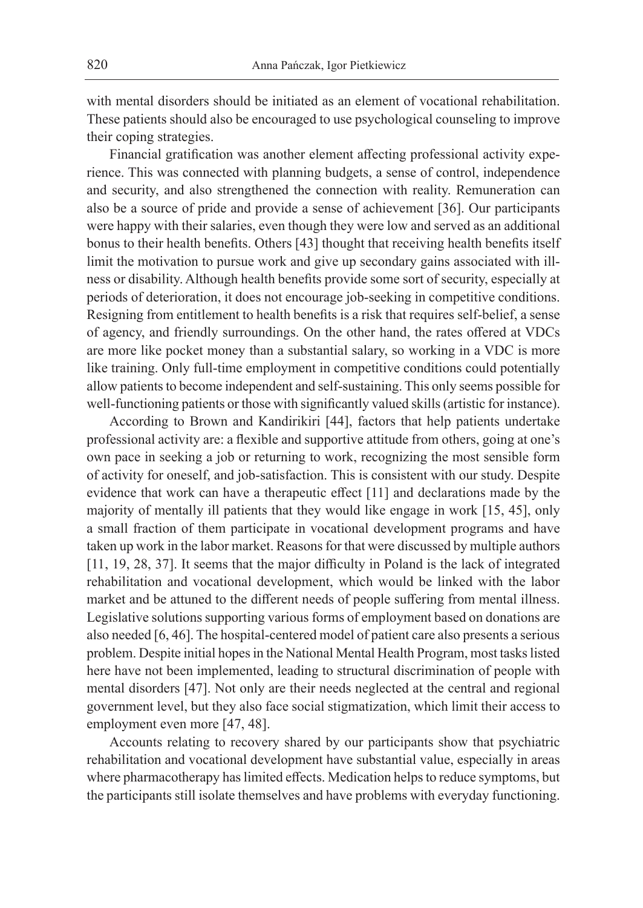with mental disorders should be initiated as an element of vocational rehabilitation. These patients should also be encouraged to use psychological counseling to improve their coping strategies.

Financial gratification was another element affecting professional activity experience. This was connected with planning budgets, a sense of control, independence and security, and also strengthened the connection with reality. Remuneration can also be a source of pride and provide a sense of achievement [36]. Our participants were happy with their salaries, even though they were low and served as an additional bonus to their health benefits. Others [43] thought that receiving health benefits itself limit the motivation to pursue work and give up secondary gains associated with illness or disability. Although health benefits provide some sort of security, especially at periods of deterioration, it does not encourage job-seeking in competitive conditions. Resigning from entitlement to health benefits is a risk that requires self-belief, a sense of agency, and friendly surroundings. On the other hand, the rates offered at VDCs are more like pocket money than a substantial salary, so working in a VDC is more like training. Only full-time employment in competitive conditions could potentially allow patients to become independent and self-sustaining. This only seems possible for well-functioning patients or those with significantly valued skills (artistic for instance).

According to Brown and Kandirikiri [44], factors that help patients undertake professional activity are: a flexible and supportive attitude from others, going at one's own pace in seeking a job or returning to work, recognizing the most sensible form of activity for oneself, and job-satisfaction. This is consistent with our study. Despite evidence that work can have a therapeutic effect [11] and declarations made by the majority of mentally ill patients that they would like engage in work [15, 45], only a small fraction of them participate in vocational development programs and have taken up work in the labor market. Reasons for that were discussed by multiple authors [11, 19, 28, 37]. It seems that the major difficulty in Poland is the lack of integrated rehabilitation and vocational development, which would be linked with the labor market and be attuned to the different needs of people suffering from mental illness. Legislative solutions supporting various forms of employment based on donations are also needed [6, 46]. The hospital-centered model of patient care also presents a serious problem. Despite initial hopes in the National Mental Health Program, most tasks listed here have not been implemented, leading to structural discrimination of people with mental disorders [47]. Not only are their needs neglected at the central and regional government level, but they also face social stigmatization, which limit their access to employment even more [47, 48].

Accounts relating to recovery shared by our participants show that psychiatric rehabilitation and vocational development have substantial value, especially in areas where pharmacotherapy has limited effects. Medication helps to reduce symptoms, but the participants still isolate themselves and have problems with everyday functioning.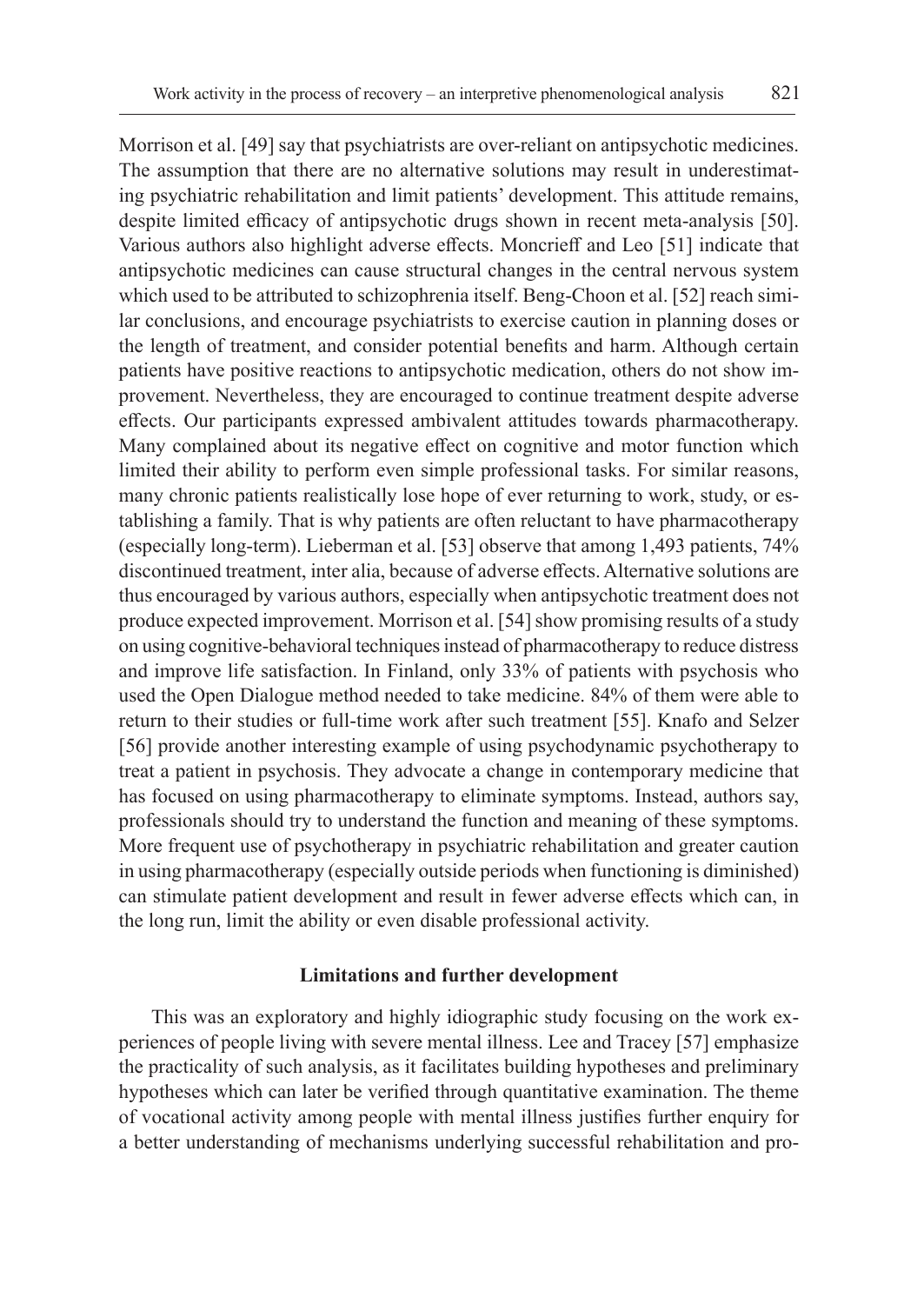Morrison et al. [49] say that psychiatrists are over-reliant on antipsychotic medicines. The assumption that there are no alternative solutions may result in underestimating psychiatric rehabilitation and limit patients' development. This attitude remains, despite limited efficacy of antipsychotic drugs shown in recent meta-analysis [50]. Various authors also highlight adverse effects. Moncrieff and Leo [51] indicate that antipsychotic medicines can cause structural changes in the central nervous system which used to be attributed to schizophrenia itself. Beng-Choon et al. [52] reach similar conclusions, and encourage psychiatrists to exercise caution in planning doses or the length of treatment, and consider potential benefits and harm. Although certain patients have positive reactions to antipsychotic medication, others do not show improvement. Nevertheless, they are encouraged to continue treatment despite adverse effects. Our participants expressed ambivalent attitudes towards pharmacotherapy. Many complained about its negative effect on cognitive and motor function which limited their ability to perform even simple professional tasks. For similar reasons, many chronic patients realistically lose hope of ever returning to work, study, or establishing a family. That is why patients are often reluctant to have pharmacotherapy (especially long-term). Lieberman et al. [53] observe that among 1,493 patients, 74% discontinued treatment, inter alia, because of adverse effects. Alternative solutions are thus encouraged by various authors, especially when antipsychotic treatment does not produce expected improvement. Morrison et al. [54] show promising results of a study on using cognitive-behavioral techniques instead of pharmacotherapy to reduce distress and improve life satisfaction. In Finland, only 33% of patients with psychosis who used the Open Dialogue method needed to take medicine. 84% of them were able to return to their studies or full-time work after such treatment [55]. Knafo and Selzer [56] provide another interesting example of using psychodynamic psychotherapy to treat a patient in psychosis. They advocate a change in contemporary medicine that has focused on using pharmacotherapy to eliminate symptoms. Instead, authors say, professionals should try to understand the function and meaning of these symptoms. More frequent use of psychotherapy in psychiatric rehabilitation and greater caution in using pharmacotherapy (especially outside periods when functioning is diminished) can stimulate patient development and result in fewer adverse effects which can, in the long run, limit the ability or even disable professional activity.

## Limitations and further development

This was an exploratory and highly idiographic study focusing on the work experiences of people living with severe mental illness. Lee and Tracey [57] emphasize the practicality of such analysis, as it facilitates building hypotheses and preliminary hypotheses which can later be verified through quantitative examination. The theme of vocational activity among people with mental illness justifies further enquiry for a better understanding of mechanisms underlying successful rehabilitation and pro-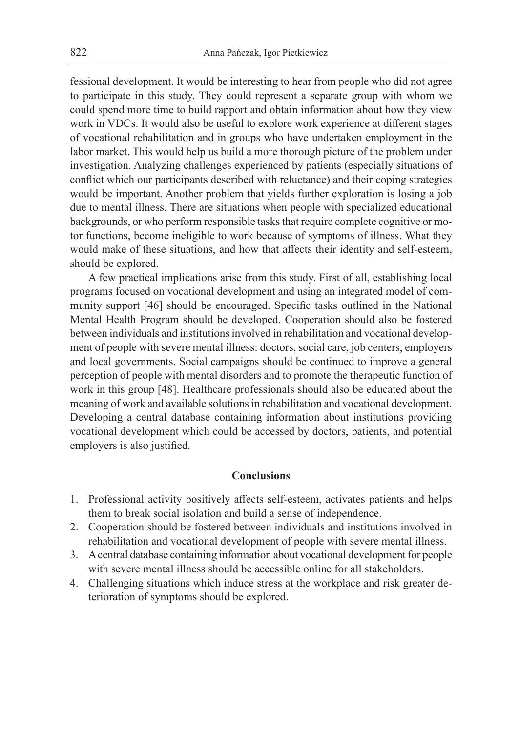fessional development. It would be interesting to hear from people who did not agree to participate in this study. They could represent a separate group with whom we could spend more time to build rapport and obtain information about how they view work in VDCs. It would also be useful to explore work experience at different stages of vocational rehabilitation and in groups who have undertaken employment in the labor market. This would help us build a more thorough picture of the problem under investigation. Analyzing challenges experienced by patients (especially situations of conflict which our participants described with reluctance) and their coping strategies would be important. Another problem that yields further exploration is losing a job due to mental illness. There are situations when people with specialized educational backgrounds, or who perform responsible tasks that require complete cognitive or motor functions, become ineligible to work because of symptoms of illness. What they would make of these situations, and how that affects their identity and self-esteem, should be explored.

A few practical implications arise from this study. First of all, establishing local programs focused on vocational development and using an integrated model of community support [46] should be encouraged. Specific tasks outlined in the National Mental Health Program should be developed. Cooperation should also be fostered between individuals and institutions involved in rehabilitation and vocational development of people with severe mental illness: doctors, social care, job centers, employers and local governments. Social campaigns should be continued to improve a general perception of people with mental disorders and to promote the therapeutic function of work in this group [48]. Healthcare professionals should also be educated about the meaning of work and available solutions in rehabilitation and vocational development. Developing a central database containing information about institutions providing vocational development which could be accessed by doctors, patients, and potential employers is also justified.

## Conclusions

1. Professional activity positively affects self-esteem, activates patients and helps them to break social isolation and build a sense of independence.
2. Cooperation should be fostered between individuals and institutions involved in rehabilitation and vocational development of people with severe mental illness.
3. A central database containing information about vocational development for people with severe mental illness should be accessible online for all stakeholders.
4. Challenging situations which induce stress at the workplace and risk greater deterioration of symptoms should be explored.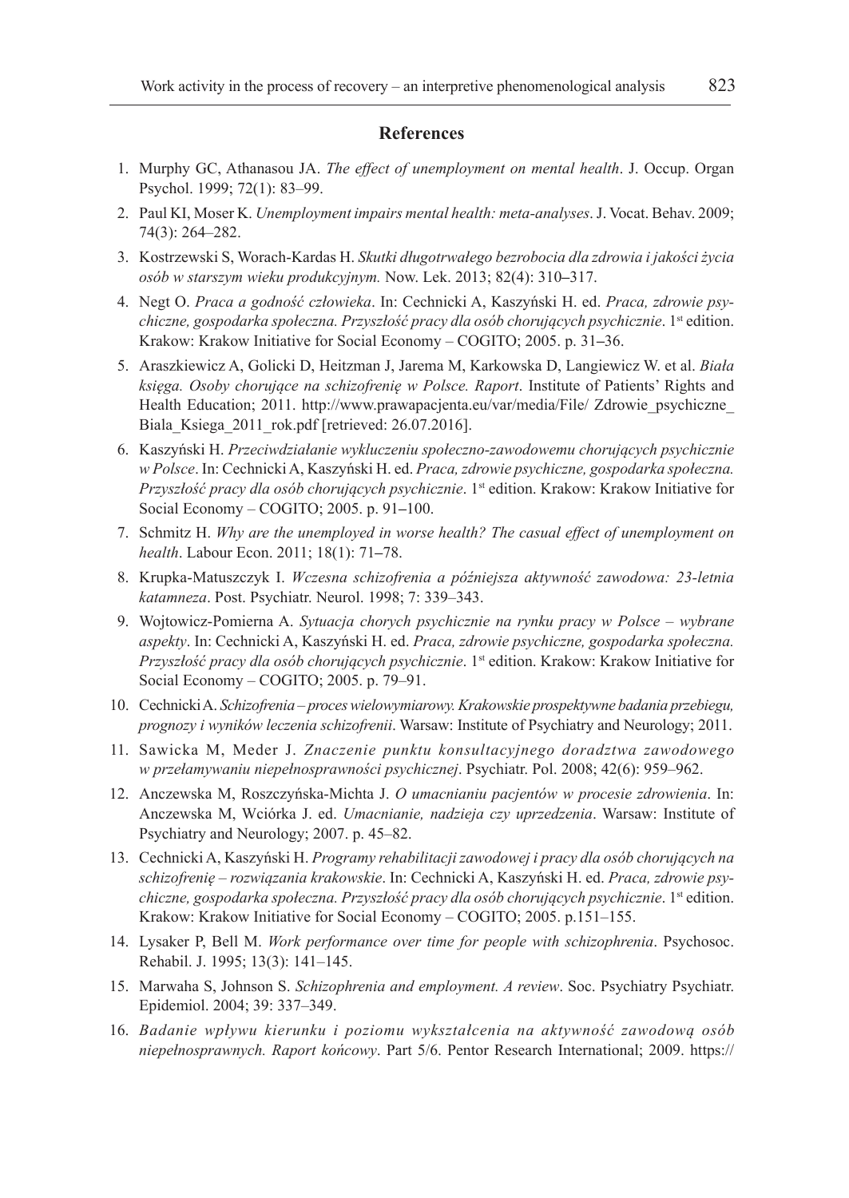## References

1. Murphy GC, Athanasou JA. *The effect of unemployment on mental health*. J. Occup. Organ Psychol. 1999; 72(1): 83–99.
2. Paul KI, Moser K. *Unemployment impairs mental health: meta-analyses*. J. Vocat. Behav. 2009; 74(3): 264–282.
3. Kostrzewski S, Worach-Kardas H. *Skutki długotrwałego bezrobocia dla zdrowia i jakości życia osób w starszym wieku produkcyjnym.* Now. Lek. 2013; 82(4): 310–317.
4. Negt O. *Praca a godność człowieka*. In: Cechnicki A, Kaszyński H. ed. *Praca, zdrowie psychiczne, gospodarka społeczna. Przyszłość pracy dla osób chorujących psychicznie*. 1st edition. Krakow: Krakow Initiative for Social Economy – COGITO; 2005. p. 31–36.
5. Araszkiewicz A, Golicki D, Heitzman J, Jarema M, Karkowska D, Langiewicz W. et al. *Biała księga. Osoby chorujące na schizofrenię w Polsce. Raport*. Institute of Patients' Rights and Health Education; 2011. http://www.prawapacjenta.eu/var/media/File/ Zdrowie_psychiczne_Biala_Ksiega_2011_rok.pdf [retrieved: 26.07.2016].
6. Kaszyński H. *Przeciwdziałanie wykluczeniu społeczno-zawodowemu chorujących psychicznie w Polsce*. In: Cechnicki A, Kaszyński H. ed. *Praca, zdrowie psychiczne, gospodarka społeczna. Przyszłość pracy dla osób chorujących psychicznie*. 1st edition. Krakow: Krakow Initiative for Social Economy – COGITO; 2005. p. 91–100.
7. Schmitz H. *Why are the unemployed in worse health? The casual effect of unemployment on health*. Labour Econ. 2011; 18(1): 71–78.
8. Krupka-Matuszczyk I. *Wczesna schizofrenia a późniejsza aktywność zawodowa: 23-letnia katamneza*. Post. Psychiatr. Neurol. 1998; 7: 339–343.
9. Wojtowicz-Pomierna A. *Sytuacja chorych psychicznie na rynku pracy w Polsce – wybrane aspekty*. In: Cechnicki A, Kaszyński H. ed. *Praca, zdrowie psychiczne, gospodarka społeczna. Przyszłość pracy dla osób chorujących psychicznie*. 1st edition. Krakow: Krakow Initiative for Social Economy – COGITO; 2005. p. 79–91.
10. Cechnicki A. *Schizofrenia – proces wielowymiarowy. Krakowskie prospektywne badania przebiegu, prognozy i wyników leczenia schizofrenii*. Warsaw: Institute of Psychiatry and Neurology; 2011.
11. Sawicka M, Meder J. *Znaczenie punktu konsultacyjnego doradztwa zawodowego w przełamywaniu niepełnosprawności psychicznej*. Psychiatr. Pol. 2008; 42(6): 959–962.
12. Anczewska M, Roszczyńska-Michta J. *O umacnianiu pacjentów w procesie zdrowienia*. In: Anczewska M, Wciórka J. ed. *Umacnianie, nadzieja czy uprzedzenia*. Warsaw: Institute of Psychiatry and Neurology; 2007. p. 45–82.
13. Cechnicki A, Kaszyński H. *Programy rehabilitacji zawodowej i pracy dla osób chorujących na schizofrenię – rozwiązania krakowskie*. In: Cechnicki A, Kaszyński H. ed. *Praca, zdrowie psychiczne, gospodarka społeczna. Przyszłość pracy dla osób chorujących psychicznie*. 1st edition. Krakow: Krakow Initiative for Social Economy – COGITO; 2005. p.151–155.
14. Lysaker P, Bell M. *Work performance over time for people with schizophrenia*. Psychosoc. Rehabil. J. 1995; 13(3): 141–145.
15. Marwaha S, Johnson S. *Schizophrenia and employment. A review*. Soc. Psychiatry Psychiatr. Epidemiol. 2004; 39: 337–349.
16. *Badanie wpływu kierunku i poziomu wykształcenia na aktywność zawodową osób niepełnosprawnych. Raport końcowy*. Part 5/6. Pentor Research International; 2009. https://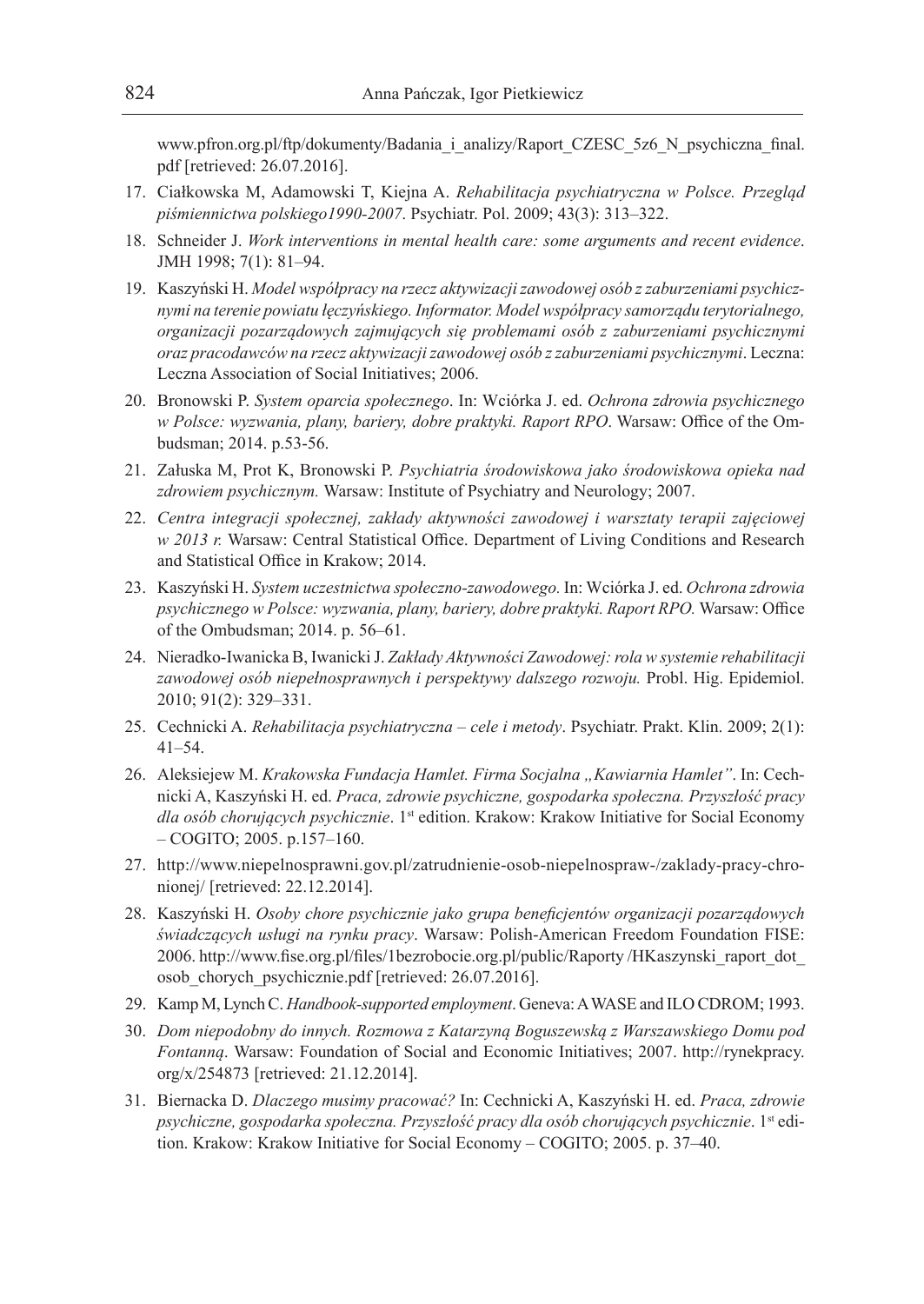www.pfron.org.pl/ftp/dokumenty/Badania_i_analizy/Raport_CZESC_5z6_N_psychiczna_final.pdf [retrieved: 26.07.2016].

17. Ciałkowska M, Adamowski T, Kiejna A. *Rehabilitacja psychiatryczna w Polsce. Przegląd piśmiennictwa polskiego1990-2007*. Psychiatr. Pol. 2009; 43(3): 313–322.
18. Schneider J. *Work interventions in mental health care: some arguments and recent evidence*. JMH 1998; 7(1): 81–94.
19. Kaszyński H. *Model współpracy na rzecz aktywizacji zawodowej osób z zaburzeniami psychicznymi na terenie powiatu łęczyńskiego. Informator. Model współpracy samorządu terytorialnego, organizacji pozarządowych zajmujących się problemami osób z zaburzeniami psychicznymi oraz pracodawców na rzecz aktywizacji zawodowej osób z zaburzeniami psychicznymi*. Leczna: Leczna Association of Social Initiatives; 2006.
20. Bronowski P. *System oparcia społecznego*. In: Wciórka J. ed. *Ochrona zdrowia psychicznego w Polsce: wyzwania, plany, bariery, dobre praktyki. Raport RPO*. Warsaw: Office of the Ombudsman; 2014. p.53-56.
21. Załuska M, Prot K, Bronowski P. *Psychiatria środowiskowa jako środowiskowa opieka nad zdrowiem psychicznym.* Warsaw: Institute of Psychiatry and Neurology; 2007.
22. *Centra integracji społecznej, zakłady aktywności zawodowej i warsztaty terapii zajęciowej w 2013 r.* Warsaw: Central Statistical Office. Department of Living Conditions and Research and Statistical Office in Krakow; 2014.
23. Kaszyński H. *System uczestnictwa społeczno-zawodowego.* In: Wciórka J. ed. *Ochrona zdrowia psychicznego w Polsce: wyzwania, plany, bariery, dobre praktyki. Raport RPO.* Warsaw: Office of the Ombudsman; 2014. p. 56–61.
24. Nieradko-Iwanicka B, Iwanicki J. *Zakłady Aktywności Zawodowej: rola w systemie rehabilitacji zawodowej osób niepełnosprawnych i perspektywy dalszego rozwoju.* Probl. Hig. Epidemiol. 2010; 91(2): 329–331.
25. Cechnicki A. *Rehabilitacja psychiatryczna – cele i metody*. Psychiatr. Prakt. Klin. 2009; 2(1): 41–54.
26. Aleksiejew M. *Krakowska Fundacja Hamlet. Firma Socjalna „Kawiarnia Hamlet"*. In: Cechnicki A, Kaszyński H. ed. *Praca, zdrowie psychiczne, gospodarka społeczna. Przyszłość pracy dla osób chorujących psychicznie*. 1st edition. Krakow: Krakow Initiative for Social Economy – COGITO; 2005. p.157–160.
27. http://www.niepelnosprawni.gov.pl/zatrudnienie-osob-niepelnospraw-/zaklady-pracy-chronionej/ [retrieved: 22.12.2014].
28. Kaszyński H. *Osoby chore psychicznie jako grupa beneficjentów organizacji pozarządowych świadczących usługi na rynku pracy*. Warsaw: Polish-American Freedom Foundation FISE: 2006. http://www.fise.org.pl/files/1bezrobocie.org.pl/public/Raporty /HKaszynski_raport_dot_osob_chorych_psychicznie.pdf [retrieved: 26.07.2016].
29. Kamp M, Lynch C. *Handbook-supported employment*. Geneva: A WASE and ILO CDROM; 1993.
30. *Dom niepodobny do innych. Rozmowa z Katarzyną Boguszewską z Warszawskiego Domu pod Fontanną*. Warsaw: Foundation of Social and Economic Initiatives; 2007. http://rynekpracy.org/x/254873 [retrieved: 21.12.2014].
31. Biernacka D. *Dlaczego musimy pracować?* In: Cechnicki A, Kaszyński H. ed. *Praca, zdrowie psychiczne, gospodarka społeczna. Przyszłość pracy dla osób chorujących psychicznie*. 1st edition. Krakow: Krakow Initiative for Social Economy – COGITO; 2005. p. 37–40.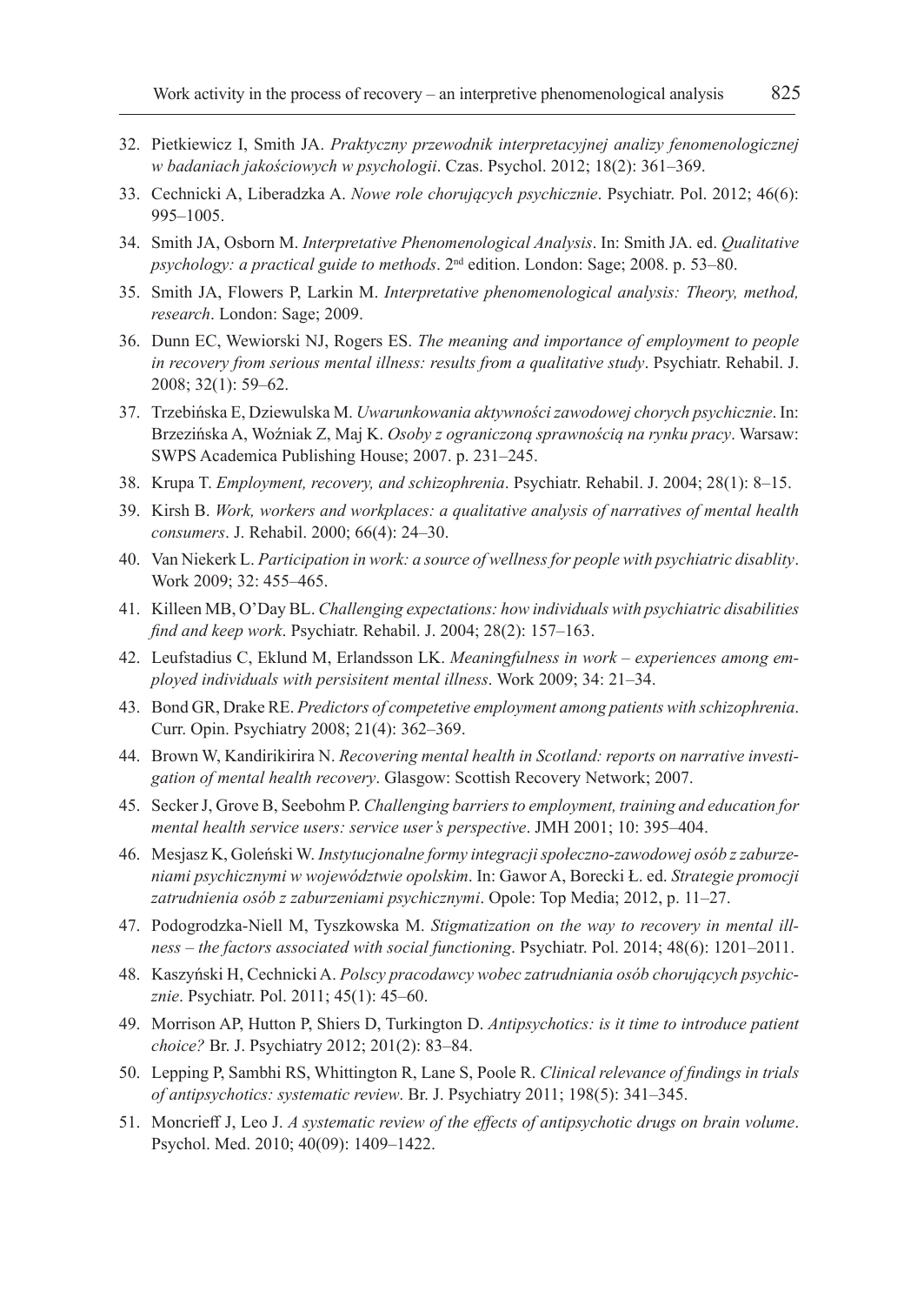32. Pietkiewicz I, Smith JA. *Praktyczny przewodnik interpretacyjnej analizy fenomenologicznej w badaniach jakościowych w psychologii*. Czas. Psychol. 2012; 18(2): 361–369.
33. Cechnicki A, Liberadzka A. *Nowe role chorujących psychicznie*. Psychiatr. Pol. 2012; 46(6): 995–1005.
34. Smith JA, Osborn M. *Interpretative Phenomenological Analysis*. In: Smith JA. ed. *Qualitative psychology: a practical guide to methods*. 2nd edition. London: Sage; 2008. p. 53–80.
35. Smith JA, Flowers P, Larkin M. *Interpretative phenomenological analysis: Theory, method, research*. London: Sage; 2009.
36. Dunn EC, Wewiorski NJ, Rogers ES. *The meaning and importance of employment to people in recovery from serious mental illness: results from a qualitative study*. Psychiatr. Rehabil. J. 2008; 32(1): 59–62.
37. Trzebińska E, Dziewulska M. *Uwarunkowania aktywności zawodowej chorych psychicznie*. In: Brzezińska A, Woźniak Z, Maj K. *Osoby z ograniczoną sprawnością na rynku pracy*. Warsaw: SWPS Academica Publishing House; 2007. p. 231–245.
38. Krupa T. *Employment, recovery, and schizophrenia*. Psychiatr. Rehabil. J. 2004; 28(1): 8–15.
39. Kirsh B. *Work, workers and workplaces: a qualitative analysis of narratives of mental health consumers*. J. Rehabil. 2000; 66(4): 24–30.
40. Van Niekerk L. *Participation in work: a source of wellness for people with psychiatric disablity*. Work 2009; 32: 455–465.
41. Killeen MB, O'Day BL. *Challenging expectations: how individuals with psychiatric disabilities find and keep work*. Psychiatr. Rehabil. J. 2004; 28(2): 157–163.
42. Leufstadius C, Eklund M, Erlandsson LK. *Meaningfulness in work – experiences among employed individuals with persisitent mental illness*. Work 2009; 34: 21–34.
43. Bond GR, Drake RE. *Predictors of competetive employment among patients with schizophrenia*. Curr. Opin. Psychiatry 2008; 21(4): 362–369.
44. Brown W, Kandirikirira N. *Recovering mental health in Scotland: reports on narrative investigation of mental health recovery*. Glasgow: Scottish Recovery Network; 2007.
45. Secker J, Grove B, Seebohm P. *Challenging barriers to employment, training and education for mental health service users: service user's perspective*. JMH 2001; 10: 395–404.
46. Mesjasz K, Goleński W. *Instytucjonalne formy integracji społeczno-zawodowej osób z zaburzeniami psychicznymi w województwie opolskim*. In: Gawor A, Borecki Ł. ed. *Strategie promocji zatrudnienia osób z zaburzeniami psychicznymi*. Opole: Top Media; 2012, p. 11–27.
47. Podogrodzka-Niell M, Tyszkowska M. *Stigmatization on the way to recovery in mental illness – the factors associated with social functioning*. Psychiatr. Pol. 2014; 48(6): 1201–2011.
48. Kaszyński H, Cechnicki A. *Polscy pracodawcy wobec zatrudniania osób chorujących psychicznie*. Psychiatr. Pol. 2011; 45(1): 45–60.
49. Morrison AP, Hutton P, Shiers D, Turkington D. *Antipsychotics: is it time to introduce patient choice?* Br. J. Psychiatry 2012; 201(2): 83–84.
50. Lepping P, Sambhi RS, Whittington R, Lane S, Poole R. *Clinical relevance of findings in trials of antipsychotics: systematic review*. Br. J. Psychiatry 2011; 198(5): 341–345.
51. Moncrieff J, Leo J. *A systematic review of the effects of antipsychotic drugs on brain volume*. Psychol. Med. 2010; 40(09): 1409–1422.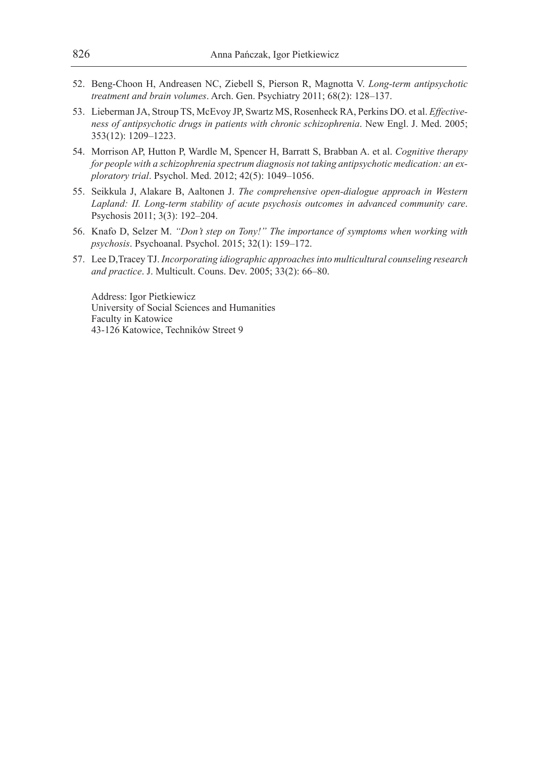52. Beng-Choon H, Andreasen NC, Ziebell S, Pierson R, Magnotta V. *Long-term antipsychotic treatment and brain volumes*. Arch. Gen. Psychiatry 2011; 68(2): 128–137.
53. Lieberman JA, Stroup TS, McEvoy JP, Swartz MS, Rosenheck RA, Perkins DO. et al. *Effectiveness of antipsychotic drugs in patients with chronic schizophrenia*. New Engl. J. Med. 2005; 353(12): 1209–1223.
54. Morrison AP, Hutton P, Wardle M, Spencer H, Barratt S, Brabban A. et al. *Cognitive therapy for people with a schizophrenia spectrum diagnosis not taking antipsychotic medication: an exploratory trial*. Psychol. Med. 2012; 42(5): 1049–1056.
55. Seikkula J, Alakare B, Aaltonen J. *The comprehensive open-dialogue approach in Western Lapland: II. Long-term stability of acute psychosis outcomes in advanced community care*. Psychosis 2011; 3(3): 192–204.
56. Knafo D, Selzer M. *"Don't step on Tony!" The importance of symptoms when working with psychosis*. Psychoanal. Psychol. 2015; 32(1): 159–172.
57. Lee D,Tracey TJ. *Incorporating idiographic approaches into multicultural counseling research and practice*. J. Multicult. Couns. Dev. 2005; 33(2): 66–80.

Address: Igor Pietkiewicz
University of Social Sciences and Humanities
Faculty in Katowice
43-126 Katowice, Techników Street 9